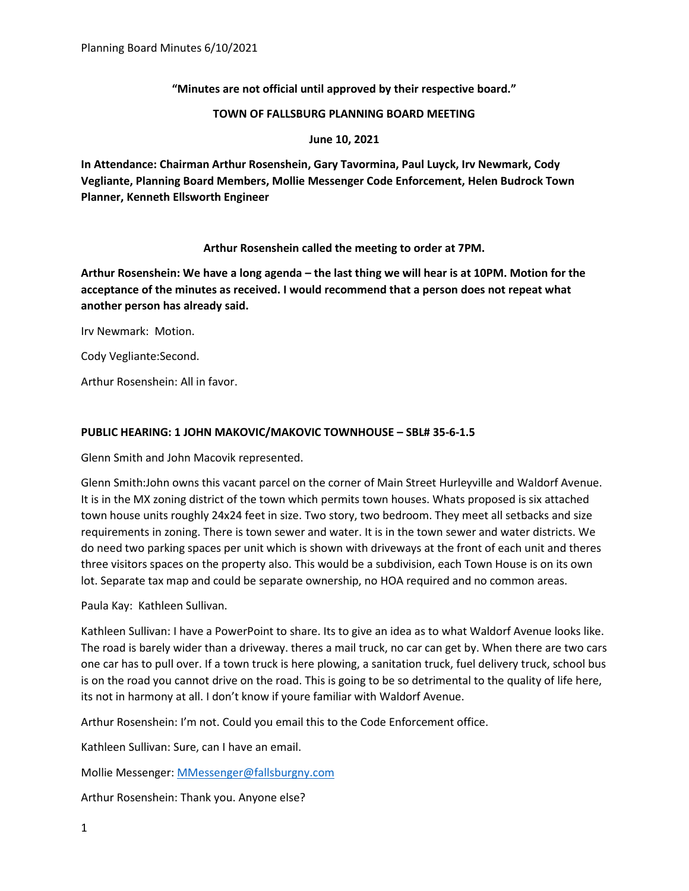**"Minutes are not official until approved by their respective board."**

**TOWN OF FALLSBURG PLANNING BOARD MEETING**

**June 10, 2021**

**In Attendance: Chairman Arthur Rosenshein, Gary Tavormina, Paul Luyck, Irv Newmark, Cody Vegliante, Planning Board Members, Mollie Messenger Code Enforcement, Helen Budrock Town Planner, Kenneth Ellsworth Engineer**

**Arthur Rosenshein called the meeting to order at 7PM.**

**Arthur Rosenshein: We have a long agenda – the last thing we will hear is at 10PM. Motion for the acceptance of the minutes as received. I would recommend that a person does not repeat what another person has already said.**

Irv Newmark: Motion.

Cody Vegliante:Second.

Arthur Rosenshein: All in favor.

**PUBLIC HEARING: 1 JOHN MAKOVIC/MAKOVIC TOWNHOUSE – SBL# 35-6-1.5**

Glenn Smith and John Macovik represented.

Glenn Smith:John owns this vacant parcel on the corner of Main Street Hurleyville and Waldorf Avenue. It is in the MX zoning district of the town which permits town houses. Whats proposed is six attached town house units roughly 24x24 feet in size. Two story, two bedroom. They meet all setbacks and size requirements in zoning. There is town sewer and water. It is in the town sewer and water districts. We do need two parking spaces per unit which is shown with driveways at the front of each unit and theres three visitors spaces on the property also. This would be a subdivision, each Town House is on its own lot. Separate tax map and could be separate ownership, no HOA required and no common areas.

Paula Kay: Kathleen Sullivan.

Kathleen Sullivan: I have a PowerPoint to share. Its to give an idea as to what Waldorf Avenue looks like. The road is barely wider than a driveway. theres a mail truck, no car can get by. When there are two cars one car has to pull over. If a town truck is here plowing, a sanitation truck, fuel delivery truck, school bus is on the road you cannot drive on the road. This is going to be so detrimental to the quality of life here, its not in harmony at all. I don't know if youre familiar with Waldorf Avenue.

Arthur Rosenshein: I'm not. Could you email this to the Code Enforcement office.

Kathleen Sullivan: Sure, can I have an email.

Mollie Messenger: MMessenger@fallsburgny.com

Arthur Rosenshein: Thank you. Anyone else?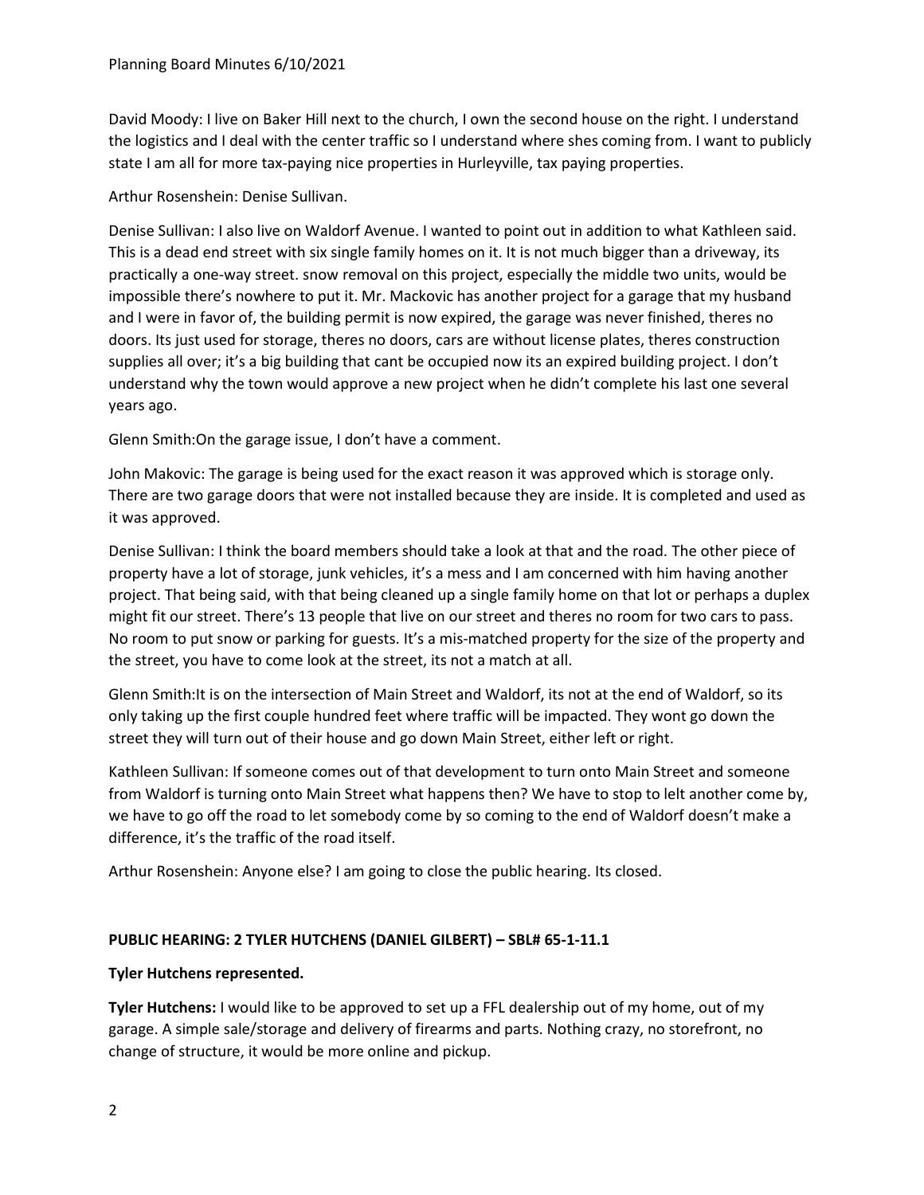David Moody: I live on Baker Hill next to the church, I own the second house on the right. I understand the logistics and I deal with the center traffic so I understand where shes coming from. I want to publicly state I am all for more tax-paying nice properties in Hurleyville, tax paying properties.

Arthur Rosenshein: Denise Sullivan.

Denise Sullivan: I also live on Waldorf Avenue. I wanted to point out in addition to what Kathleen said. This is a dead end street with six single family homes on it. It is not much bigger than a driveway, its practically a one-way street. snow removal on this project, especially the middle two units, would be impossible there's nowhere to put it. Mr. Mackovic has another project for a garage that my husband and I were in favor of, the building permit is now expired, the garage was never finished, theres no doors. Its just used for storage, theres no doors, cars are without license plates, theres construction supplies all over; it's a big building that cant be occupied now its an expired building project. I don't understand why the town would approve a new project when he didn't complete his last one several years ago.

Glenn Smith:On the garage issue, I don't have a comment.

John Makovic: The garage is being used for the exact reason it was approved which is storage only. There are two garage doors that were not installed because they are inside. It is completed and used as it was approved.

Denise Sullivan: I think the board members should take a look at that and the road. The other piece of property have a lot of storage, junk vehicles, it's a mess and I am concerned with him having another project. That being said, with that being cleaned up a single family home on that lot or perhaps a duplex might fit our street. There's 13 people that live on our street and theres no room for two cars to pass. No room to put snow or parking for guests. It's a mis-matched property for the size of the property and the street, you have to come look at the street, its not a match at all.

Glenn Smith:It is on the intersection of Main Street and Waldorf, its not at the end of Waldorf, so its only taking up the first couple hundred feet where traffic will be impacted. They wont go down the street they will turn out of their house and go down Main Street, either left or right.

Kathleen Sullivan: If someone comes out of that development to turn onto Main Street and someone from Waldorf is turning onto Main Street what happens then? We have to stop to lelt another come by, we have to go off the road to let somebody come by so coming to the end of Waldorf doesn't make a difference, it's the traffic of the road itself.

Arthur Rosenshein: Anyone else? I am going to close the public hearing. Its closed.

**PUBLIC HEARING: 2 TYLER HUTCHENS (DANIEL GILBERT) – SBL# 65-1-11.1**

**Tyler Hutchens represented.**

**Tyler Hutchens:** I would like to be approved to set up a FFL dealership out of my home, out of my garage. A simple sale/storage and delivery of firearms and parts. Nothing crazy, no storefront, no change of structure, it would be more online and pickup.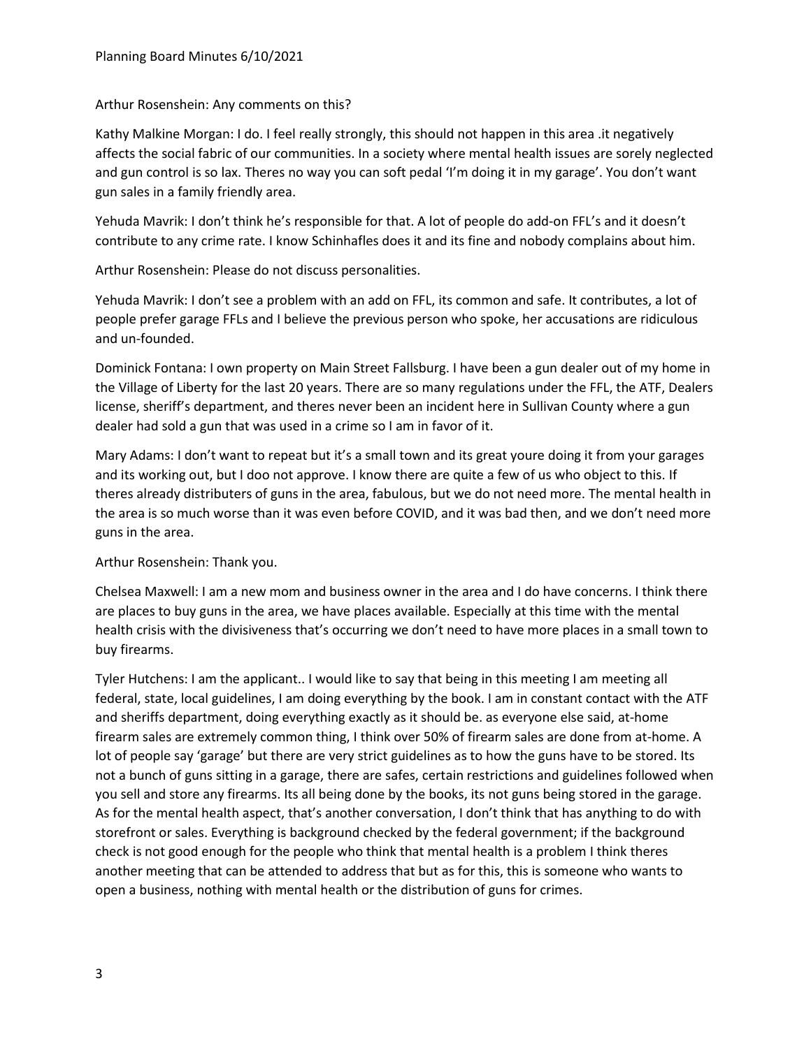Arthur Rosenshein: Any comments on this?

Kathy Malkine Morgan: I do. I feel really strongly, this should not happen in this area .it negatively affects the social fabric of our communities. In a society where mental health issues are sorely neglected and gun control is so lax. Theres no way you can soft pedal 'I'm doing it in my garage'. You don't want gun sales in a family friendly area.

Yehuda Mavrik: I don't think he's responsible for that. A lot of people do add-on FFL's and it doesn't contribute to any crime rate. I know Schinhafles does it and its fine and nobody complains about him.

Arthur Rosenshein: Please do not discuss personalities.

Yehuda Mavrik: I don't see a problem with an add on FFL, its common and safe. It contributes, a lot of people prefer garage FFLs and I believe the previous person who spoke, her accusations are ridiculous and un-founded.

Dominick Fontana: I own property on Main Street Fallsburg. I have been a gun dealer out of my home in the Village of Liberty for the last 20 years. There are so many regulations under the FFL, the ATF, Dealers license, sheriff's department, and theres never been an incident here in Sullivan County where a gun dealer had sold a gun that was used in a crime so I am in favor of it.

Mary Adams: I don't want to repeat but it's a small town and its great youre doing it from your garages and its working out, but I doo not approve. I know there are quite a few of us who object to this. If theres already distributers of guns in the area, fabulous, but we do not need more. The mental health in the area is so much worse than it was even before COVID, and it was bad then, and we don't need more guns in the area.

Arthur Rosenshein: Thank you.

Chelsea Maxwell: I am a new mom and business owner in the area and I do have concerns. I think there are places to buy guns in the area, we have places available. Especially at this time with the mental health crisis with the divisiveness that's occurring we don't need to have more places in a small town to buy firearms.

Tyler Hutchens: I am the applicant.. I would like to say that being in this meeting I am meeting all federal, state, local guidelines, I am doing everything by the book. I am in constant contact with the ATF and sheriffs department, doing everything exactly as it should be. as everyone else said, at-home firearm sales are extremely common thing, I think over 50% of firearm sales are done from at-home. A lot of people say 'garage' but there are very strict guidelines as to how the guns have to be stored. Its not a bunch of guns sitting in a garage, there are safes, certain restrictions and guidelines followed when you sell and store any firearms. Its all being done by the books, its not guns being stored in the garage. As for the mental health aspect, that's another conversation, I don't think that has anything to do with storefront or sales. Everything is background checked by the federal government; if the background check is not good enough for the people who think that mental health is a problem I think theres another meeting that can be attended to address that but as for this, this is someone who wants to open a business, nothing with mental health or the distribution of guns for crimes.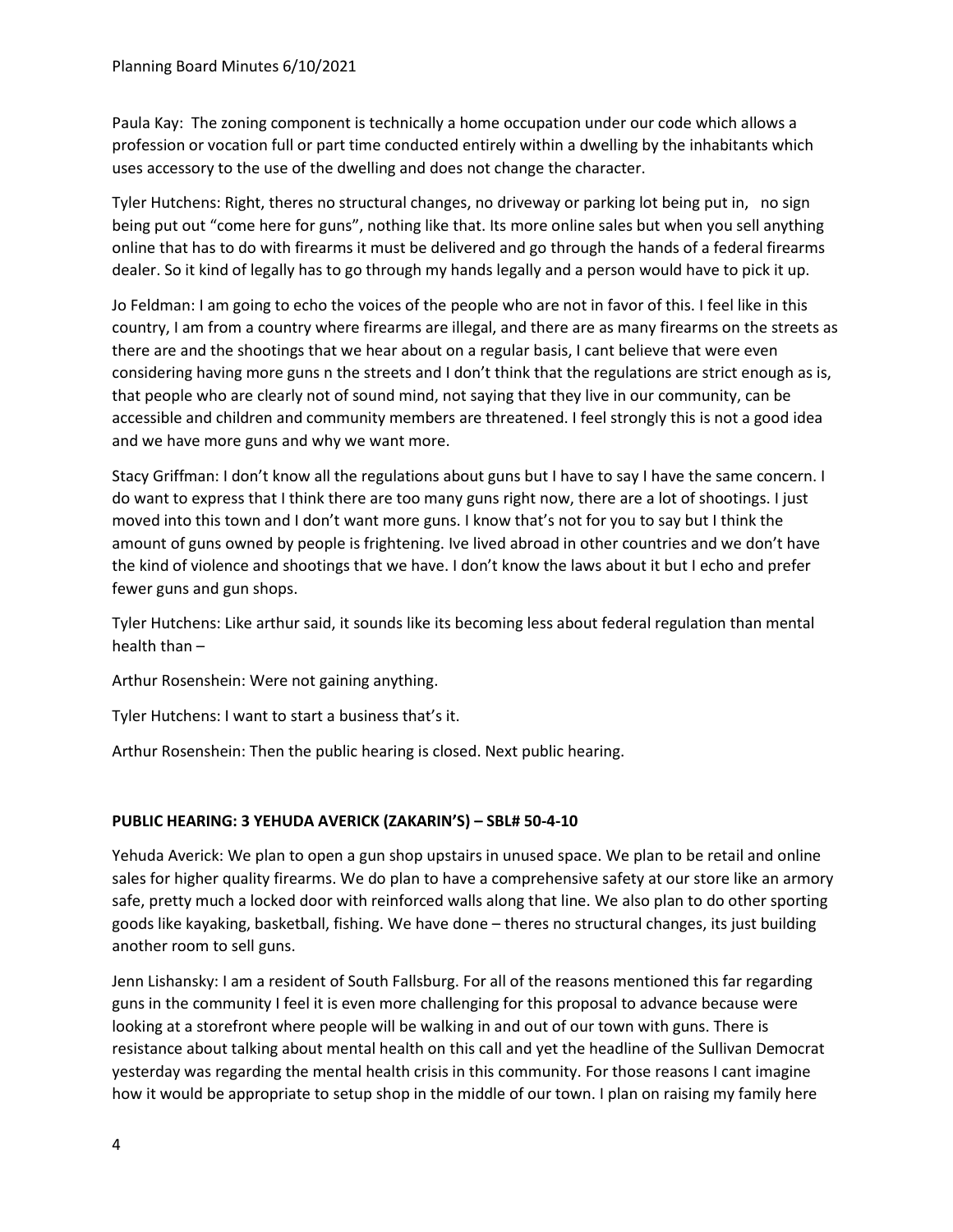Paula Kay: The zoning component is technically a home occupation under our code which allows a profession or vocation full or part time conducted entirely within a dwelling by the inhabitants which uses accessory to the use of the dwelling and does not change the character.

Tyler Hutchens: Right, theres no structural changes, no driveway or parking lot being put in, no sign being put out "come here for guns", nothing like that. Its more online sales but when you sell anything online that has to do with firearms it must be delivered and go through the hands of a federal firearms dealer. So it kind of legally has to go through my hands legally and a person would have to pick it up.

Jo Feldman: I am going to echo the voices of the people who are not in favor of this. I feel like in this country, I am from a country where firearms are illegal, and there are as many firearms on the streets as there are and the shootings that we hear about on a regular basis, I cant believe that were even considering having more guns n the streets and I don't think that the regulations are strict enough as is, that people who are clearly not of sound mind, not saying that they live in our community, can be accessible and children and community members are threatened. I feel strongly this is not a good idea and we have more guns and why we want more.

Stacy Griffman: I don't know all the regulations about guns but I have to say I have the same concern. I do want to express that I think there are too many guns right now, there are a lot of shootings. I just moved into this town and I don't want more guns. I know that's not for you to say but I think the amount of guns owned by people is frightening. Ive lived abroad in other countries and we don't have the kind of violence and shootings that we have. I don't know the laws about it but I echo and prefer fewer guns and gun shops.

Tyler Hutchens: Like arthur said, it sounds like its becoming less about federal regulation than mental health than –

Arthur Rosenshein: Were not gaining anything.

Tyler Hutchens: I want to start a business that's it.

Arthur Rosenshein: Then the public hearing is closed. Next public hearing.

**PUBLIC HEARING: 3 YEHUDA AVERICK (ZAKARIN'S) – SBL# 50-4-10**

Yehuda Averick: We plan to open a gun shop upstairs in unused space. We plan to be retail and online sales for higher quality firearms. We do plan to have a comprehensive safety at our store like an armory safe, pretty much a locked door with reinforced walls along that line. We also plan to do other sporting goods like kayaking, basketball, fishing. We have done – theres no structural changes, its just building another room to sell guns.

Jenn Lishansky: I am a resident of South Fallsburg. For all of the reasons mentioned this far regarding guns in the community I feel it is even more challenging for this proposal to advance because were looking at a storefront where people will be walking in and out of our town with guns. There is resistance about talking about mental health on this call and yet the headline of the Sullivan Democrat yesterday was regarding the mental health crisis in this community. For those reasons I cant imagine how it would be appropriate to setup shop in the middle of our town. I plan on raising my family here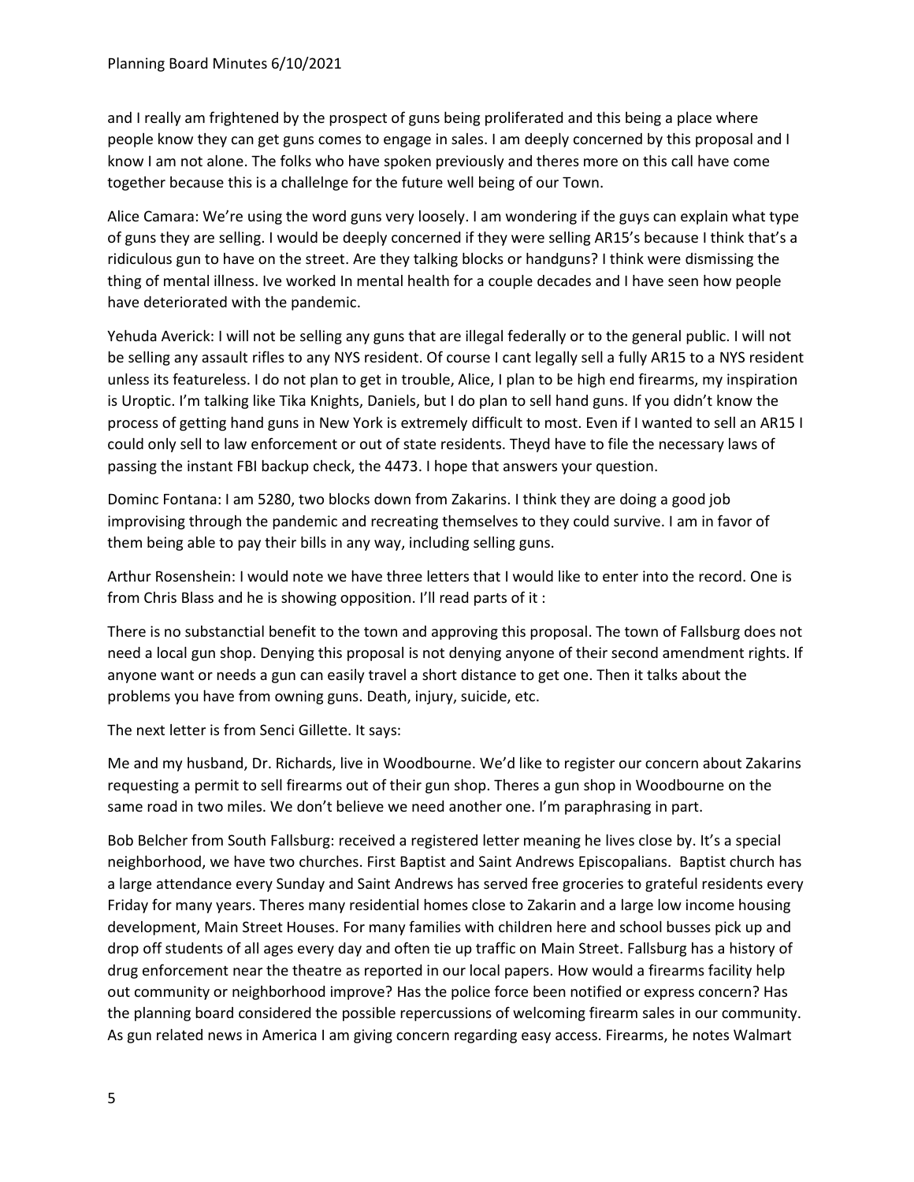and I really am frightened by the prospect of guns being proliferated and this being a place where people know they can get guns comes to engage in sales. I am deeply concerned by this proposal and I know I am not alone. The folks who have spoken previously and theres more on this call have come together because this is a challelnge for the future well being of our Town.

Alice Camara: We're using the word guns very loosely. I am wondering if the guys can explain what type of guns they are selling. I would be deeply concerned if they were selling AR15's because I think that's a ridiculous gun to have on the street. Are they talking blocks or handguns? I think were dismissing the thing of mental illness. Ive worked In mental health for a couple decades and I have seen how people have deteriorated with the pandemic.

Yehuda Averick: I will not be selling any guns that are illegal federally or to the general public. I will not be selling any assault rifles to any NYS resident. Of course I cant legally sell a fully AR15 to a NYS resident unless its featureless. I do not plan to get in trouble, Alice, I plan to be high end firearms, my inspiration is Uroptic. I'm talking like Tika Knights, Daniels, but I do plan to sell hand guns. If you didn't know the process of getting hand guns in New York is extremely difficult to most. Even if I wanted to sell an AR15 I could only sell to law enforcement or out of state residents. Theyd have to file the necessary laws of passing the instant FBI backup check, the 4473. I hope that answers your question.

Dominc Fontana: I am 5280, two blocks down from Zakarins. I think they are doing a good job improvising through the pandemic and recreating themselves to they could survive. I am in favor of them being able to pay their bills in any way, including selling guns.

Arthur Rosenshein: I would note we have three letters that I would like to enter into the record. One is from Chris Blass and he is showing opposition. I'll read parts of it :

There is no substanctial benefit to the town and approving this proposal. The town of Fallsburg does not need a local gun shop. Denying this proposal is not denying anyone of their second amendment rights. If anyone want or needs a gun can easily travel a short distance to get one. Then it talks about the problems you have from owning guns. Death, injury, suicide, etc.

The next letter is from Senci Gillette. It says:

Me and my husband, Dr. Richards, live in Woodbourne. We'd like to register our concern about Zakarins requesting a permit to sell firearms out of their gun shop. Theres a gun shop in Woodbourne on the same road in two miles. We don't believe we need another one. I'm paraphrasing in part.

Bob Belcher from South Fallsburg: received a registered letter meaning he lives close by. It's a special neighborhood, we have two churches. First Baptist and Saint Andrews Episcopalians. Baptist church has a large attendance every Sunday and Saint Andrews has served free groceries to grateful residents every Friday for many years. Theres many residential homes close to Zakarin and a large low income housing development, Main Street Houses. For many families with children here and school busses pick up and drop off students of all ages every day and often tie up traffic on Main Street. Fallsburg has a history of drug enforcement near the theatre as reported in our local papers. How would a firearms facility help out community or neighborhood improve? Has the police force been notified or express concern? Has the planning board considered the possible repercussions of welcoming firearm sales in our community. As gun related news in America I am giving concern regarding easy access. Firearms, he notes Walmart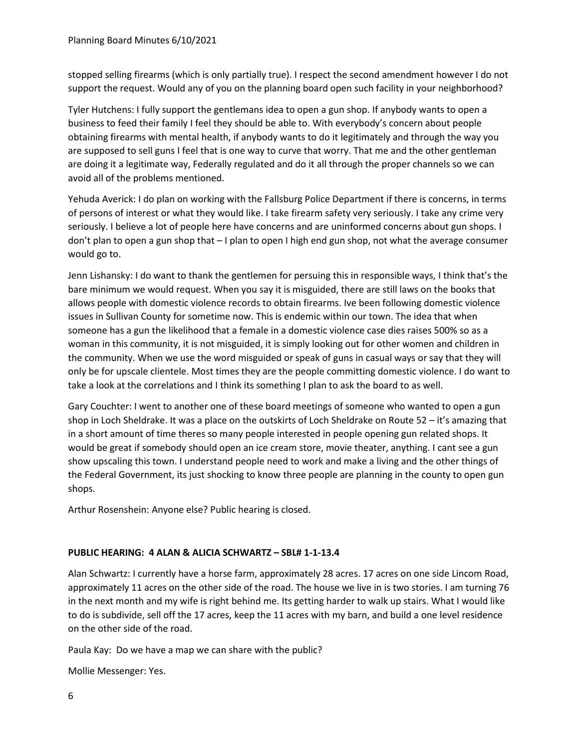stopped selling firearms (which is only partially true). I respect the second amendment however I do not support the request. Would any of you on the planning board open such facility in your neighborhood?

Tyler Hutchens: I fully support the gentlemans idea to open a gun shop. If anybody wants to open a business to feed their family I feel they should be able to. With everybody's concern about people obtaining firearms with mental health, if anybody wants to do it legitimately and through the way you are supposed to sell guns I feel that is one way to curve that worry. That me and the other gentleman are doing it a legitimate way, Federally regulated and do it all through the proper channels so we can avoid all of the problems mentioned.

Yehuda Averick: I do plan on working with the Fallsburg Police Department if there is concerns, in terms of persons of interest or what they would like. I take firearm safety very seriously. I take any crime very seriously. I believe a lot of people here have concerns and are uninformed concerns about gun shops. I don't plan to open a gun shop that – I plan to open I high end gun shop, not what the average consumer would go to.

Jenn Lishansky: I do want to thank the gentlemen for persuing this in responsible ways, I think that's the bare minimum we would request. When you say it is misguided, there are still laws on the books that allows people with domestic violence records to obtain firearms. Ive been following domestic violence issues in Sullivan County for sometime now. This is endemic within our town. The idea that when someone has a gun the likelihood that a female in a domestic violence case dies raises 500% so as a woman in this community, it is not misguided, it is simply looking out for other women and children in the community. When we use the word misguided or speak of guns in casual ways or say that they will only be for upscale clientele. Most times they are the people committing domestic violence. I do want to take a look at the correlations and I think its something I plan to ask the board to as well.

Gary Couchter: I went to another one of these board meetings of someone who wanted to open a gun shop in Loch Sheldrake. It was a place on the outskirts of Loch Sheldrake on Route 52 – it's amazing that in a short amount of time theres so many people interested in people opening gun related shops. It would be great if somebody should open an ice cream store, movie theater, anything. I cant see a gun show upscaling this town. I understand people need to work and make a living and the other things of the Federal Government, its just shocking to know three people are planning in the county to open gun shops.

Arthur Rosenshein: Anyone else? Public hearing is closed.

**PUBLIC HEARING: 4 ALAN & ALICIA SCHWARTZ – SBL# 1-1-13.4**

Alan Schwartz: I currently have a horse farm, approximately 28 acres. 17 acres on one side Lincom Road, approximately 11 acres on the other side of the road. The house we live in is two stories. I am turning 76 in the next month and my wife is right behind me. Its getting harder to walk up stairs. What I would like to do is subdivide, sell off the 17 acres, keep the 11 acres with my barn, and build a one level residence on the other side of the road.

Paula Kay: Do we have a map we can share with the public?

Mollie Messenger: Yes.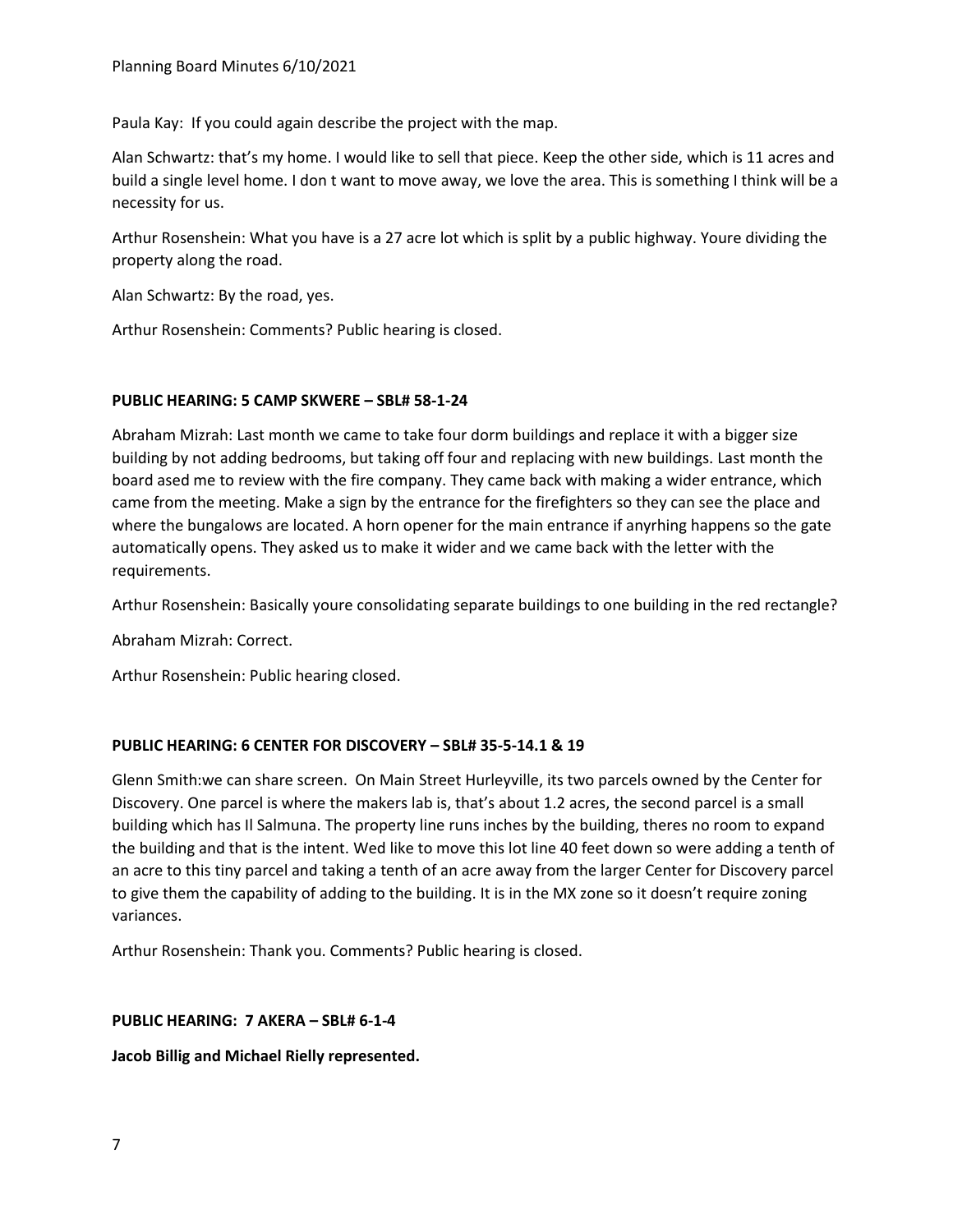Paula Kay: If you could again describe the project with the map.

Alan Schwartz: that's my home. I would like to sell that piece. Keep the other side, which is 11 acres and build a single level home. I don t want to move away, we love the area. This is something I think will be a necessity for us.

Arthur Rosenshein: What you have is a 27 acre lot which is split by a public highway. Youre dividing the property along the road.

Alan Schwartz: By the road, yes.

Arthur Rosenshein: Comments? Public hearing is closed.

**PUBLIC HEARING: 5 CAMP SKWERE – SBL# 58-1-24**

Abraham Mizrah: Last month we came to take four dorm buildings and replace it with a bigger size building by not adding bedrooms, but taking off four and replacing with new buildings. Last month the board ased me to review with the fire company. They came back with making a wider entrance, which came from the meeting. Make a sign by the entrance for the firefighters so they can see the place and where the bungalows are located. A horn opener for the main entrance if anyrhing happens so the gate automatically opens. They asked us to make it wider and we came back with the letter with the requirements.

Arthur Rosenshein: Basically youre consolidating separate buildings to one building in the red rectangle?

Abraham Mizrah: Correct.

Arthur Rosenshein: Public hearing closed.

**PUBLIC HEARING: 6 CENTER FOR DISCOVERY – SBL# 35-5-14.1 & 19**

Glenn Smith:we can share screen. On Main Street Hurleyville, its two parcels owned by the Center for Discovery. One parcel is where the makers lab is, that's about 1.2 acres, the second parcel is a small building which has Il Salmuna. The property line runs inches by the building, theres no room to expand the building and that is the intent. Wed like to move this lot line 40 feet down so were adding a tenth of an acre to this tiny parcel and taking a tenth of an acre away from the larger Center for Discovery parcel to give them the capability of adding to the building. It is in the MX zone so it doesn't require zoning variances.

Arthur Rosenshein: Thank you. Comments? Public hearing is closed.

**PUBLIC HEARING: 7 AKERA – SBL# 6-1-4**

**Jacob Billig and Michael Rielly represented.**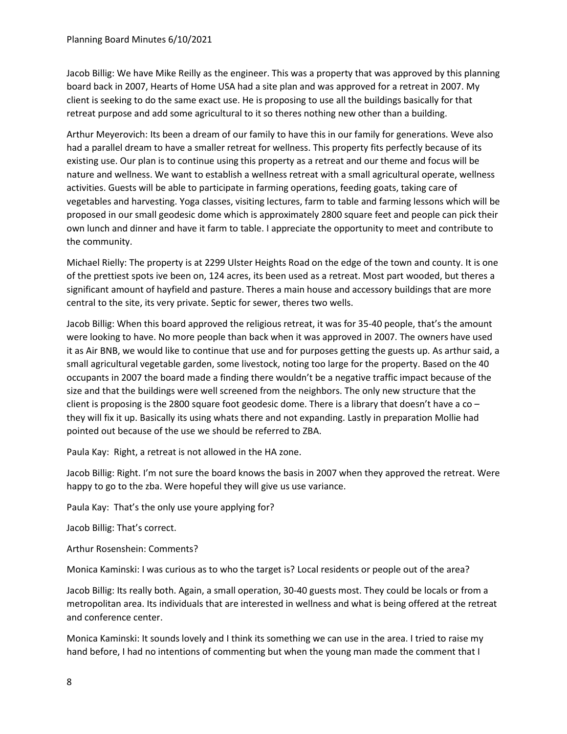Jacob Billig: We have Mike Reilly as the engineer. This was a property that was approved by this planning board back in 2007, Hearts of Home USA had a site plan and was approved for a retreat in 2007. My client is seeking to do the same exact use. He is proposing to use all the buildings basically for that retreat purpose and add some agricultural to it so theres nothing new other than a building.

Arthur Meyerovich: Its been a dream of our family to have this in our family for generations. Weve also had a parallel dream to have a smaller retreat for wellness. This property fits perfectly because of its existing use. Our plan is to continue using this property as a retreat and our theme and focus will be nature and wellness. We want to establish a wellness retreat with a small agricultural operate, wellness activities. Guests will be able to participate in farming operations, feeding goats, taking care of vegetables and harvesting. Yoga classes, visiting lectures, farm to table and farming lessons which will be proposed in our small geodesic dome which is approximately 2800 square feet and people can pick their own lunch and dinner and have it farm to table. I appreciate the opportunity to meet and contribute to the community.

Michael Rielly: The property is at 2299 Ulster Heights Road on the edge of the town and county. It is one of the prettiest spots ive been on, 124 acres, its been used as a retreat. Most part wooded, but theres a significant amount of hayfield and pasture. Theres a main house and accessory buildings that are more central to the site, its very private. Septic for sewer, theres two wells.

Jacob Billig: When this board approved the religious retreat, it was for 35-40 people, that's the amount were looking to have. No more people than back when it was approved in 2007. The owners have used it as Air BNB, we would like to continue that use and for purposes getting the guests up. As arthur said, a small agricultural vegetable garden, some livestock, noting too large for the property. Based on the 40 occupants in 2007 the board made a finding there wouldn't be a negative traffic impact because of the size and that the buildings were well screened from the neighbors. The only new structure that the client is proposing is the 2800 square foot geodesic dome. There is a library that doesn't have a co – they will fix it up. Basically its using whats there and not expanding. Lastly in preparation Mollie had pointed out because of the use we should be referred to ZBA.

Paula Kay: Right, a retreat is not allowed in the HA zone.

Jacob Billig: Right. I'm not sure the board knows the basis in 2007 when they approved the retreat. Were happy to go to the zba. Were hopeful they will give us use variance.

Paula Kay: That's the only use youre applying for?

Jacob Billig: That's correct.

Arthur Rosenshein: Comments?

Monica Kaminski: I was curious as to who the target is? Local residents or people out of the area?

Jacob Billig: Its really both. Again, a small operation, 30-40 guests most. They could be locals or from a metropolitan area. Its individuals that are interested in wellness and what is being offered at the retreat and conference center.

Monica Kaminski: It sounds lovely and I think its something we can use in the area. I tried to raise my hand before, I had no intentions of commenting but when the young man made the comment that I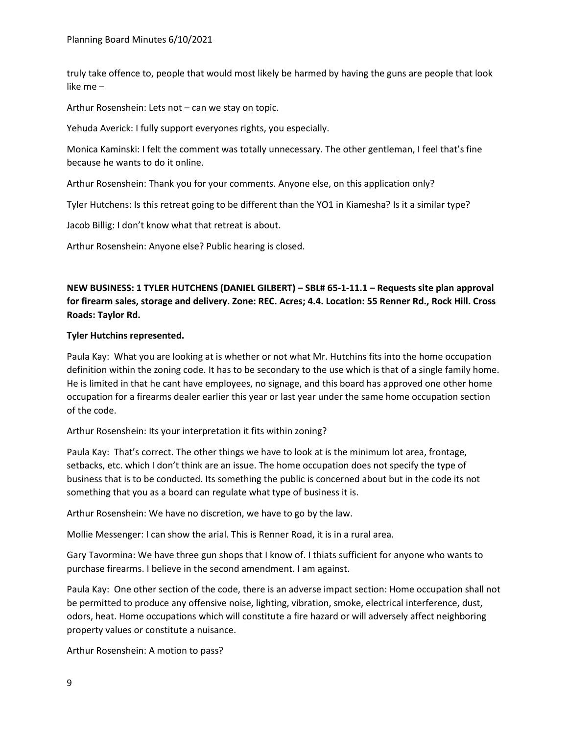truly take offence to, people that would most likely be harmed by having the guns are people that look like me –

Arthur Rosenshein: Lets not – can we stay on topic.

Yehuda Averick: I fully support everyones rights, you especially.

Monica Kaminski: I felt the comment was totally unnecessary. The other gentleman, I feel that's fine because he wants to do it online.

Arthur Rosenshein: Thank you for your comments. Anyone else, on this application only?

Tyler Hutchens: Is this retreat going to be different than the YO1 in Kiamesha? Is it a similar type?

Jacob Billig: I don't know what that retreat is about.

Arthur Rosenshein: Anyone else? Public hearing is closed.

**NEW BUSINESS: 1 TYLER HUTCHENS (DANIEL GILBERT) – SBL# 65-1-11.1 – Requests site plan approval for firearm sales, storage and delivery. Zone: REC. Acres; 4.4. Location: 55 Renner Rd., Rock Hill. Cross Roads: Taylor Rd.**

**Tyler Hutchins represented.**

Paula Kay: What you are looking at is whether or not what Mr. Hutchins fits into the home occupation definition within the zoning code. It has to be secondary to the use which is that of a single family home. He is limited in that he cant have employees, no signage, and this board has approved one other home occupation for a firearms dealer earlier this year or last year under the same home occupation section of the code.

Arthur Rosenshein: Its your interpretation it fits within zoning?

Paula Kay: That's correct. The other things we have to look at is the minimum lot area, frontage, setbacks, etc. which I don't think are an issue. The home occupation does not specify the type of business that is to be conducted. Its something the public is concerned about but in the code its not something that you as a board can regulate what type of business it is.

Arthur Rosenshein: We have no discretion, we have to go by the law.

Mollie Messenger: I can show the arial. This is Renner Road, it is in a rural area.

Gary Tavormina: We have three gun shops that I know of. I thiats sufficient for anyone who wants to purchase firearms. I believe in the second amendment. I am against.

Paula Kay: One other section of the code, there is an adverse impact section: Home occupation shall not be permitted to produce any offensive noise, lighting, vibration, smoke, electrical interference, dust, odors, heat. Home occupations which will constitute a fire hazard or will adversely affect neighboring property values or constitute a nuisance.

Arthur Rosenshein: A motion to pass?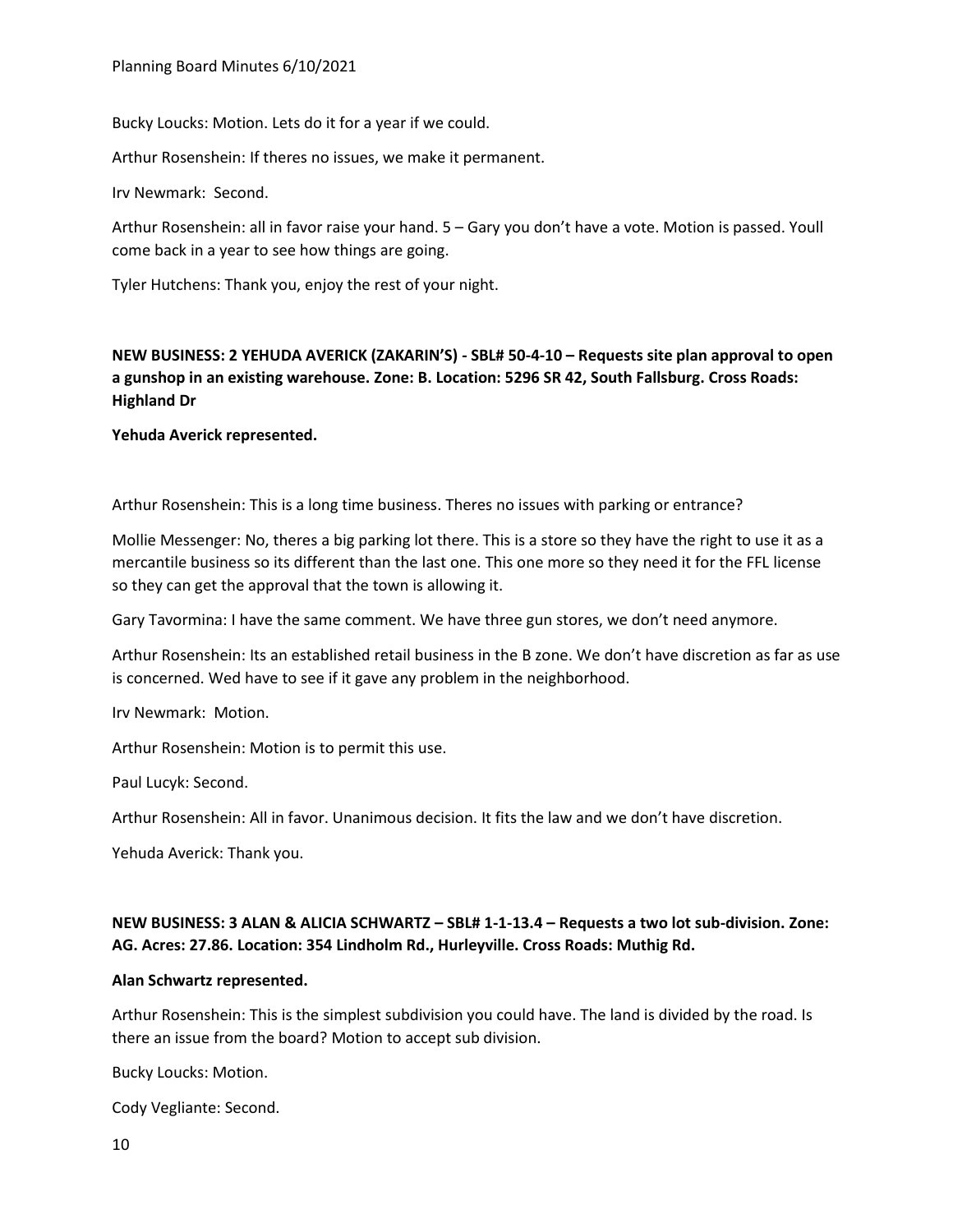Bucky Loucks: Motion. Lets do it for a year if we could.

Arthur Rosenshein: If theres no issues, we make it permanent.

Irv Newmark: Second.

Arthur Rosenshein: all in favor raise your hand. 5 – Gary you don't have a vote. Motion is passed. Youll come back in a year to see how things are going.

Tyler Hutchens: Thank you, enjoy the rest of your night.

**NEW BUSINESS: 2 YEHUDA AVERICK (ZAKARIN'S) - SBL# 50-4-10 – Requests site plan approval to open a gunshop in an existing warehouse. Zone: B. Location: 5296 SR 42, South Fallsburg. Cross Roads: Highland Dr**

**Yehuda Averick represented.**

Arthur Rosenshein: This is a long time business. Theres no issues with parking or entrance?

Mollie Messenger: No, theres a big parking lot there. This is a store so they have the right to use it as a mercantile business so its different than the last one. This one more so they need it for the FFL license so they can get the approval that the town is allowing it.

Gary Tavormina: I have the same comment. We have three gun stores, we don't need anymore.

Arthur Rosenshein: Its an established retail business in the B zone. We don't have discretion as far as use is concerned. Wed have to see if it gave any problem in the neighborhood.

Irv Newmark: Motion.

Arthur Rosenshein: Motion is to permit this use.

Paul Lucyk: Second.

Arthur Rosenshein: All in favor. Unanimous decision. It fits the law and we don't have discretion.

Yehuda Averick: Thank you.

**NEW BUSINESS: 3 ALAN & ALICIA SCHWARTZ – SBL# 1-1-13.4 – Requests a two lot sub-division. Zone: AG. Acres: 27.86. Location: 354 Lindholm Rd., Hurleyville. Cross Roads: Muthig Rd.**

**Alan Schwartz represented.**

Arthur Rosenshein: This is the simplest subdivision you could have. The land is divided by the road. Is there an issue from the board? Motion to accept sub division.

Bucky Loucks: Motion.

Cody Vegliante: Second.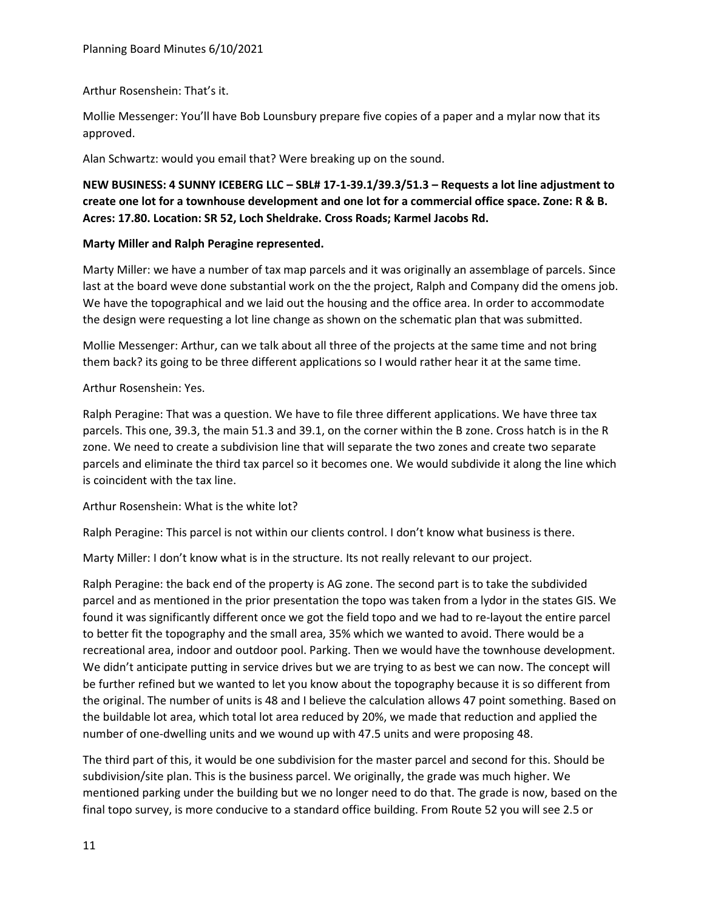Arthur Rosenshein: That's it.

Mollie Messenger: You'll have Bob Lounsbury prepare five copies of a paper and a mylar now that its approved.

Alan Schwartz: would you email that? Were breaking up on the sound.

**NEW BUSINESS: 4 SUNNY ICEBERG LLC – SBL# 17-1-39.1/39.3/51.3 – Requests a lot line adjustment to create one lot for a townhouse development and one lot for a commercial office space. Zone: R & B. Acres: 17.80. Location: SR 52, Loch Sheldrake. Cross Roads; Karmel Jacobs Rd.**

**Marty Miller and Ralph Peragine represented.**

Marty Miller: we have a number of tax map parcels and it was originally an assemblage of parcels. Since last at the board weve done substantial work on the the project, Ralph and Company did the omens job. We have the topographical and we laid out the housing and the office area. In order to accommodate the design were requesting a lot line change as shown on the schematic plan that was submitted.

Mollie Messenger: Arthur, can we talk about all three of the projects at the same time and not bring them back? its going to be three different applications so I would rather hear it at the same time.

Arthur Rosenshein: Yes.

Ralph Peragine: That was a question. We have to file three different applications. We have three tax parcels. This one, 39.3, the main 51.3 and 39.1, on the corner within the B zone. Cross hatch is in the R zone. We need to create a subdivision line that will separate the two zones and create two separate parcels and eliminate the third tax parcel so it becomes one. We would subdivide it along the line which is coincident with the tax line.

Arthur Rosenshein: What is the white lot?

Ralph Peragine: This parcel is not within our clients control. I don't know what business is there.

Marty Miller: I don't know what is in the structure. Its not really relevant to our project.

Ralph Peragine: the back end of the property is AG zone. The second part is to take the subdivided parcel and as mentioned in the prior presentation the topo was taken from a lydor in the states GIS. We found it was significantly different once we got the field topo and we had to re-layout the entire parcel to better fit the topography and the small area, 35% which we wanted to avoid. There would be a recreational area, indoor and outdoor pool. Parking. Then we would have the townhouse development. We didn't anticipate putting in service drives but we are trying to as best we can now. The concept will be further refined but we wanted to let you know about the topography because it is so different from the original. The number of units is 48 and I believe the calculation allows 47 point something. Based on the buildable lot area, which total lot area reduced by 20%, we made that reduction and applied the number of one-dwelling units and we wound up with 47.5 units and were proposing 48.

The third part of this, it would be one subdivision for the master parcel and second for this. Should be subdivision/site plan. This is the business parcel. We originally, the grade was much higher. We mentioned parking under the building but we no longer need to do that. The grade is now, based on the final topo survey, is more conducive to a standard office building. From Route 52 you will see 2.5 or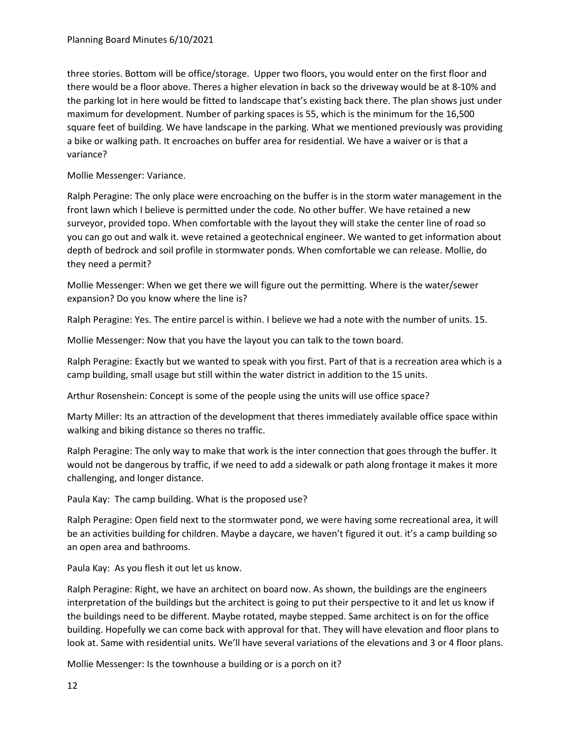three stories. Bottom will be office/storage.  Upper two floors, you would enter on the first floor and there would be a floor above. Theres a higher elevation in back so the driveway would be at 8-10% and the parking lot in here would be fitted to landscape that's existing back there. The plan shows just under maximum for development. Number of parking spaces is 55, which is the minimum for the 16,500 square feet of building. We have landscape in the parking. What we mentioned previously was providing a bike or walking path. It encroaches on buffer area for residential. We have a waiver or is that a variance?

Mollie Messenger: Variance.

Ralph Peragine: The only place were encroaching on the buffer is in the storm water management in the front lawn which I believe is permitted under the code. No other buffer. We have retained a new surveyor, provided topo. When comfortable with the layout they will stake the center line of road so you can go out and walk it. weve retained a geotechnical engineer. We wanted to get information about depth of bedrock and soil profile in stormwater ponds. When comfortable we can release. Mollie, do they need a permit?

Mollie Messenger: When we get there we will figure out the permitting. Where is the water/sewer expansion? Do you know where the line is?

Ralph Peragine: Yes. The entire parcel is within. I believe we had a note with the number of units. 15.

Mollie Messenger: Now that you have the layout you can talk to the town board.

Ralph Peragine: Exactly but we wanted to speak with you first. Part of that is a recreation area which is a camp building, small usage but still within the water district in addition to the 15 units.

Arthur Rosenshein: Concept is some of the people using the units will use office space?

Marty Miller: Its an attraction of the development that theres immediately available office space within walking and biking distance so theres no traffic.

Ralph Peragine: The only way to make that work is the inter connection that goes through the buffer. It would not be dangerous by traffic, if we need to add a sidewalk or path along frontage it makes it more challenging, and longer distance.

Paula Kay:  The camp building. What is the proposed use?

Ralph Peragine: Open field next to the stormwater pond, we were having some recreational area, it will be an activities building for children. Maybe a daycare, we haven't figured it out. it's a camp building so an open area and bathrooms.

Paula Kay:  As you flesh it out let us know.

Ralph Peragine: Right, we have an architect on board now. As shown, the buildings are the engineers interpretation of the buildings but the architect is going to put their perspective to it and let us know if the buildings need to be different. Maybe rotated, maybe stepped. Same architect is on for the office building. Hopefully we can come back with approval for that. They will have elevation and floor plans to look at. Same with residential units. We'll have several variations of the elevations and 3 or 4 floor plans.

Mollie Messenger: Is the townhouse a building or is a porch on it?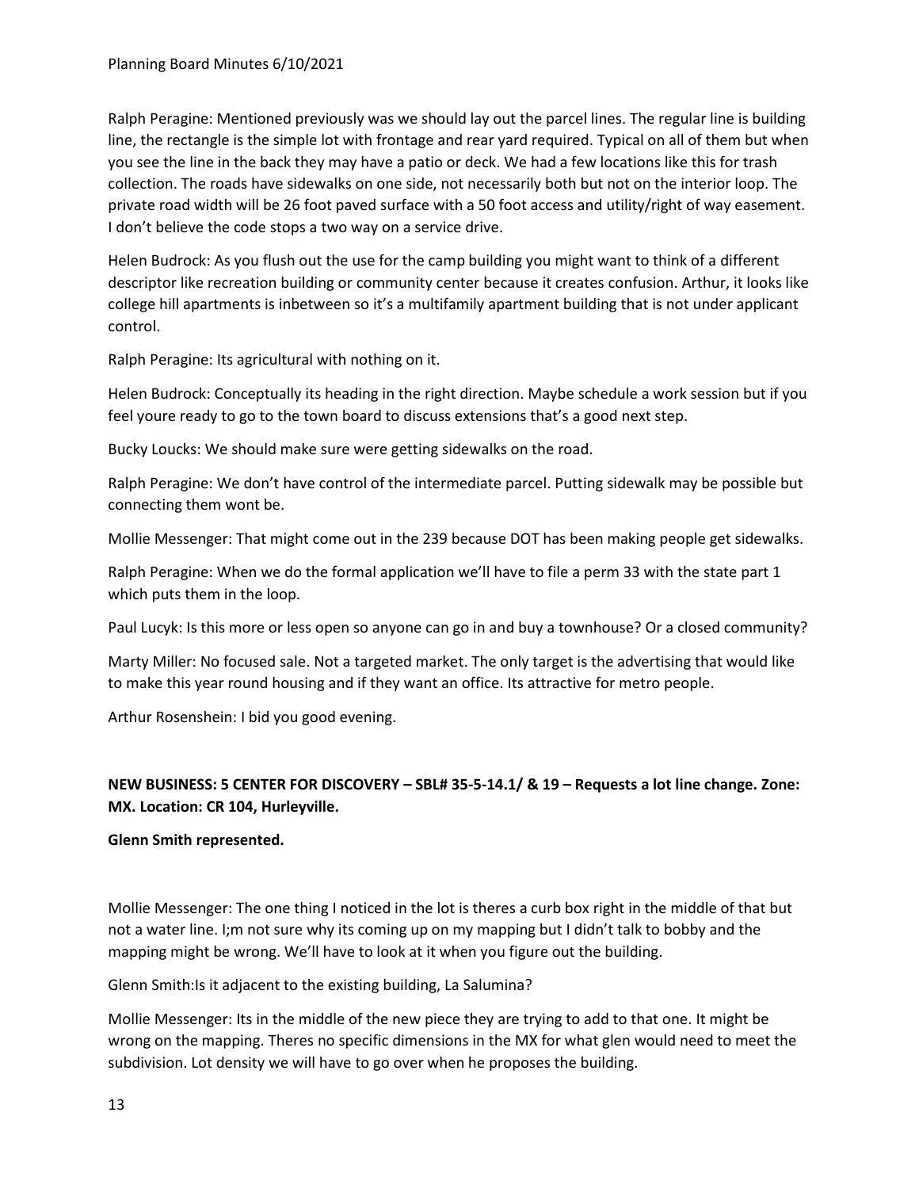Ralph Peragine: Mentioned previously was we should lay out the parcel lines. The regular line is building line, the rectangle is the simple lot with frontage and rear yard required. Typical on all of them but when you see the line in the back they may have a patio or deck. We had a few locations like this for trash collection. The roads have sidewalks on one side, not necessarily both but not on the interior loop. The private road width will be 26 foot paved surface with a 50 foot access and utility/right of way easement. I don't believe the code stops a two way on a service drive.

Helen Budrock: As you flush out the use for the camp building you might want to think of a different descriptor like recreation building or community center because it creates confusion. Arthur, it looks like college hill apartments is inbetween so it's a multifamily apartment building that is not under applicant control.

Ralph Peragine: Its agricultural with nothing on it.

Helen Budrock: Conceptually its heading in the right direction. Maybe schedule a work session but if you feel youre ready to go to the town board to discuss extensions that's a good next step.

Bucky Loucks: We should make sure were getting sidewalks on the road.

Ralph Peragine: We don't have control of the intermediate parcel. Putting sidewalk may be possible but connecting them wont be.

Mollie Messenger: That might come out in the 239 because DOT has been making people get sidewalks.

Ralph Peragine: When we do the formal application we'll have to file a perm 33 with the state part 1 which puts them in the loop.

Paul Lucyk: Is this more or less open so anyone can go in and buy a townhouse? Or a closed community?

Marty Miller: No focused sale. Not a targeted market. The only target is the advertising that would like to make this year round housing and if they want an office. Its attractive for metro people.

Arthur Rosenshein: I bid you good evening.

**NEW BUSINESS: 5 CENTER FOR DISCOVERY – SBL# 35-5-14.1/ & 19 – Requests a lot line change. Zone: MX. Location: CR 104, Hurleyville.**

**Glenn Smith represented.**

Mollie Messenger: The one thing I noticed in the lot is theres a curb box right in the middle of that but not a water line. I;m not sure why its coming up on my mapping but I didn't talk to bobby and the mapping might be wrong. We'll have to look at it when you figure out the building.

Glenn Smith:Is it adjacent to the existing building, La Salumina?

Mollie Messenger: Its in the middle of the new piece they are trying to add to that one. It might be wrong on the mapping. Theres no specific dimensions in the MX for what glen would need to meet the subdivision. Lot density we will have to go over when he proposes the building.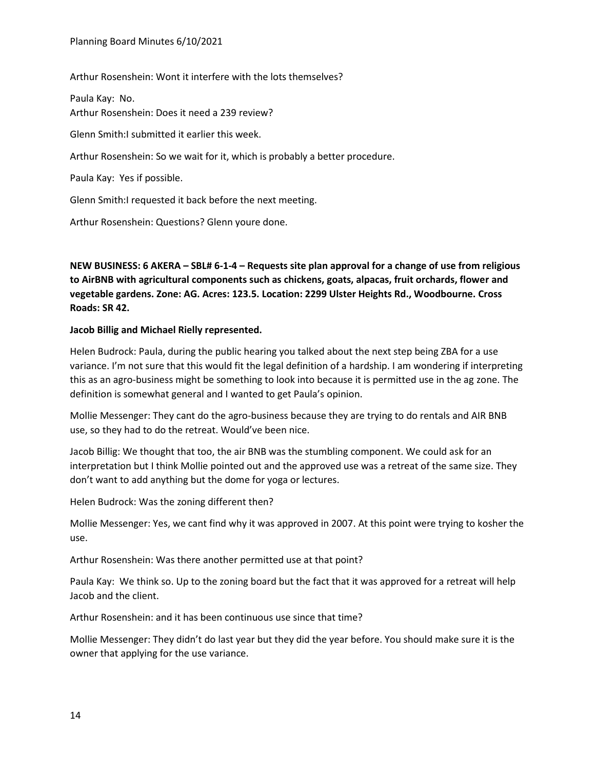Arthur Rosenshein: Wont it interfere with the lots themselves?

Paula Kay: No.
Arthur Rosenshein: Does it need a 239 review?

Glenn Smith:I submitted it earlier this week.

Arthur Rosenshein: So we wait for it, which is probably a better procedure.

Paula Kay: Yes if possible.

Glenn Smith:I requested it back before the next meeting.

Arthur Rosenshein: Questions? Glenn youre done.

**NEW BUSINESS: 6 AKERA – SBL# 6-1-4 – Requests site plan approval for a change of use from religious to AirBNB with agricultural components such as chickens, goats, alpacas, fruit orchards, flower and vegetable gardens. Zone: AG. Acres: 123.5. Location: 2299 Ulster Heights Rd., Woodbourne. Cross Roads: SR 42.**

**Jacob Billig and Michael Rielly represented.**

Helen Budrock: Paula, during the public hearing you talked about the next step being ZBA for a use variance. I'm not sure that this would fit the legal definition of a hardship. I am wondering if interpreting this as an agro-business might be something to look into because it is permitted use in the ag zone. The definition is somewhat general and I wanted to get Paula's opinion.

Mollie Messenger: They cant do the agro-business because they are trying to do rentals and AIR BNB use, so they had to do the retreat. Would've been nice.

Jacob Billig: We thought that too, the air BNB was the stumbling component. We could ask for an interpretation but I think Mollie pointed out and the approved use was a retreat of the same size. They don't want to add anything but the dome for yoga or lectures.

Helen Budrock: Was the zoning different then?

Mollie Messenger: Yes, we cant find why it was approved in 2007. At this point were trying to kosher the use.

Arthur Rosenshein: Was there another permitted use at that point?

Paula Kay: We think so. Up to the zoning board but the fact that it was approved for a retreat will help Jacob and the client.

Arthur Rosenshein: and it has been continuous use since that time?

Mollie Messenger: They didn't do last year but they did the year before. You should make sure it is the owner that applying for the use variance.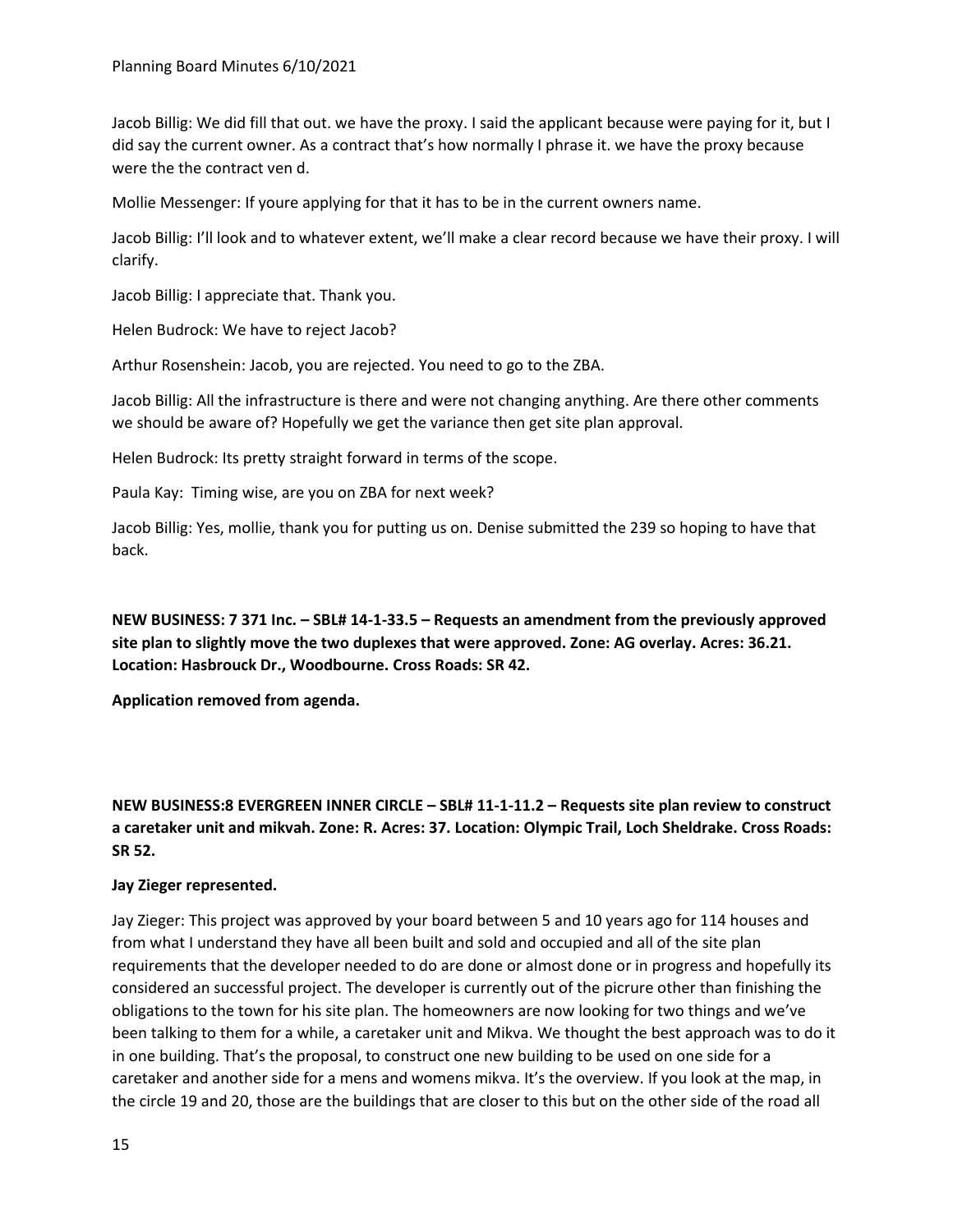Jacob Billig: We did fill that out. we have the proxy. I said the applicant because were paying for it, but I did say the current owner. As a contract that's how normally I phrase it. we have the proxy because were the the contract ven d.

Mollie Messenger: If youre applying for that it has to be in the current owners name.

Jacob Billig: I'll look and to whatever extent, we'll make a clear record because we have their proxy. I will clarify.

Jacob Billig: I appreciate that. Thank you.

Helen Budrock: We have to reject Jacob?

Arthur Rosenshein: Jacob, you are rejected. You need to go to the ZBA.

Jacob Billig: All the infrastructure is there and were not changing anything. Are there other comments we should be aware of? Hopefully we get the variance then get site plan approval.

Helen Budrock: Its pretty straight forward in terms of the scope.

Paula Kay: Timing wise, are you on ZBA for next week?

Jacob Billig: Yes, mollie, thank you for putting us on. Denise submitted the 239 so hoping to have that back.

**NEW BUSINESS: 7 371 Inc. – SBL# 14-1-33.5 – Requests an amendment from the previously approved site plan to slightly move the two duplexes that were approved. Zone: AG overlay. Acres: 36.21. Location: Hasbrouck Dr., Woodbourne. Cross Roads: SR 42.**

**Application removed from agenda.**

**NEW BUSINESS:8 EVERGREEN INNER CIRCLE – SBL# 11-1-11.2 – Requests site plan review to construct a caretaker unit and mikvah. Zone: R. Acres: 37. Location: Olympic Trail, Loch Sheldrake. Cross Roads: SR 52.**

**Jay Zieger represented.**

Jay Zieger: This project was approved by your board between 5 and 10 years ago for 114 houses and from what I understand they have all been built and sold and occupied and all of the site plan requirements that the developer needed to do are done or almost done or in progress and hopefully its considered an successful project. The developer is currently out of the picrure other than finishing the obligations to the town for his site plan. The homeowners are now looking for two things and we've been talking to them for a while, a caretaker unit and Mikva. We thought the best approach was to do it in one building. That's the proposal, to construct one new building to be used on one side for a caretaker and another side for a mens and womens mikva. It's the overview. If you look at the map, in the circle 19 and 20, those are the buildings that are closer to this but on the other side of the road all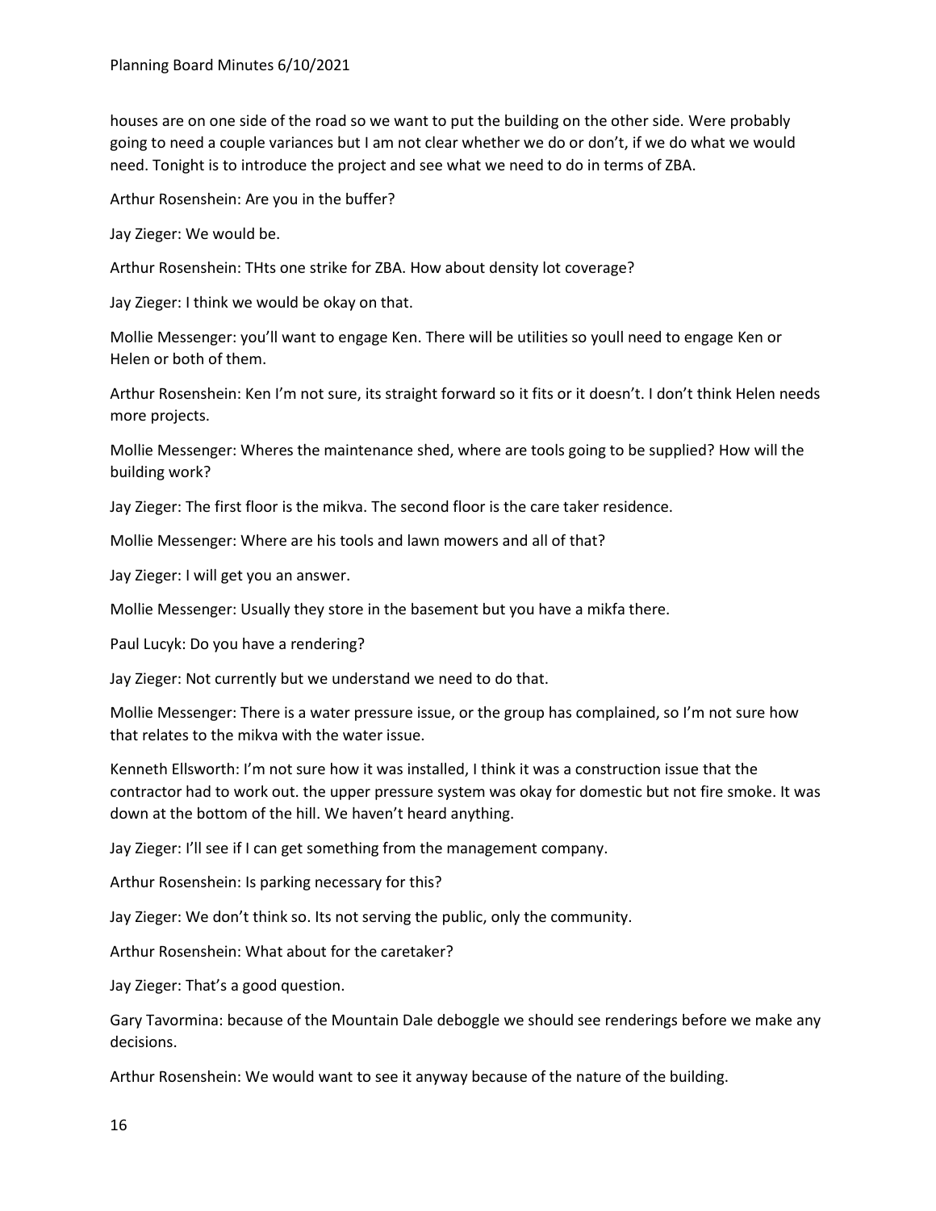houses are on one side of the road so we want to put the building on the other side. Were probably going to need a couple variances but I am not clear whether we do or don't, if we do what we would need. Tonight is to introduce the project and see what we need to do in terms of ZBA.

Arthur Rosenshein: Are you in the buffer?

Jay Zieger: We would be.

Arthur Rosenshein: THts one strike for ZBA. How about density lot coverage?

Jay Zieger: I think we would be okay on that.

Mollie Messenger: you'll want to engage Ken. There will be utilities so youll need to engage Ken or Helen or both of them.

Arthur Rosenshein: Ken I'm not sure, its straight forward so it fits or it doesn't. I don't think Helen needs more projects.

Mollie Messenger: Wheres the maintenance shed, where are tools going to be supplied? How will the building work?

Jay Zieger: The first floor is the mikva. The second floor is the care taker residence.

Mollie Messenger: Where are his tools and lawn mowers and all of that?

Jay Zieger: I will get you an answer.

Mollie Messenger: Usually they store in the basement but you have a mikfa there.

Paul Lucyk: Do you have a rendering?

Jay Zieger: Not currently but we understand we need to do that.

Mollie Messenger: There is a water pressure issue, or the group has complained, so I'm not sure how that relates to the mikva with the water issue.

Kenneth Ellsworth: I'm not sure how it was installed, I think it was a construction issue that the contractor had to work out. the upper pressure system was okay for domestic but not fire smoke. It was down at the bottom of the hill. We haven't heard anything.

Jay Zieger: I'll see if I can get something from the management company.

Arthur Rosenshein: Is parking necessary for this?

Jay Zieger: We don't think so. Its not serving the public, only the community.

Arthur Rosenshein: What about for the caretaker?

Jay Zieger: That's a good question.

Gary Tavormina: because of the Mountain Dale deboggle we should see renderings before we make any decisions.

Arthur Rosenshein: We would want to see it anyway because of the nature of the building.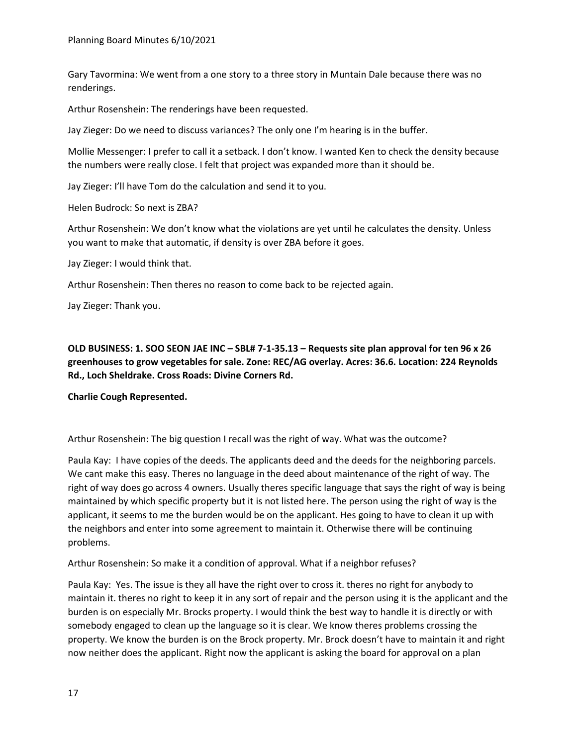Gary Tavormina: We went from a one story to a three story in Muntain Dale because there was no renderings.

Arthur Rosenshein: The renderings have been requested.

Jay Zieger: Do we need to discuss variances? The only one I'm hearing is in the buffer.

Mollie Messenger: I prefer to call it a setback. I don't know. I wanted Ken to check the density because the numbers were really close. I felt that project was expanded more than it should be.

Jay Zieger: I'll have Tom do the calculation and send it to you.

Helen Budrock: So next is ZBA?

Arthur Rosenshein: We don't know what the violations are yet until he calculates the density. Unless you want to make that automatic, if density is over ZBA before it goes.

Jay Zieger: I would think that.

Arthur Rosenshein: Then theres no reason to come back to be rejected again.

Jay Zieger: Thank you.

**OLD BUSINESS: 1. SOO SEON JAE INC – SBL# 7-1-35.13 – Requests site plan approval for ten 96 x 26 greenhouses to grow vegetables for sale. Zone: REC/AG overlay. Acres: 36.6. Location: 224 Reynolds Rd., Loch Sheldrake. Cross Roads: Divine Corners Rd.**

**Charlie Cough Represented.**

Arthur Rosenshein: The big question I recall was the right of way. What was the outcome?

Paula Kay: I have copies of the deeds. The applicants deed and the deeds for the neighboring parcels. We cant make this easy. Theres no language in the deed about maintenance of the right of way. The right of way does go across 4 owners. Usually theres specific language that says the right of way is being maintained by which specific property but it is not listed here. The person using the right of way is the applicant, it seems to me the burden would be on the applicant. Hes going to have to clean it up with the neighbors and enter into some agreement to maintain it. Otherwise there will be continuing problems.

Arthur Rosenshein: So make it a condition of approval. What if a neighbor refuses?

Paula Kay: Yes. The issue is they all have the right over to cross it. theres no right for anybody to maintain it. theres no right to keep it in any sort of repair and the person using it is the applicant and the burden is on especially Mr. Brocks property. I would think the best way to handle it is directly or with somebody engaged to clean up the language so it is clear. We know theres problems crossing the property. We know the burden is on the Brock property. Mr. Brock doesn't have to maintain it and right now neither does the applicant. Right now the applicant is asking the board for approval on a plan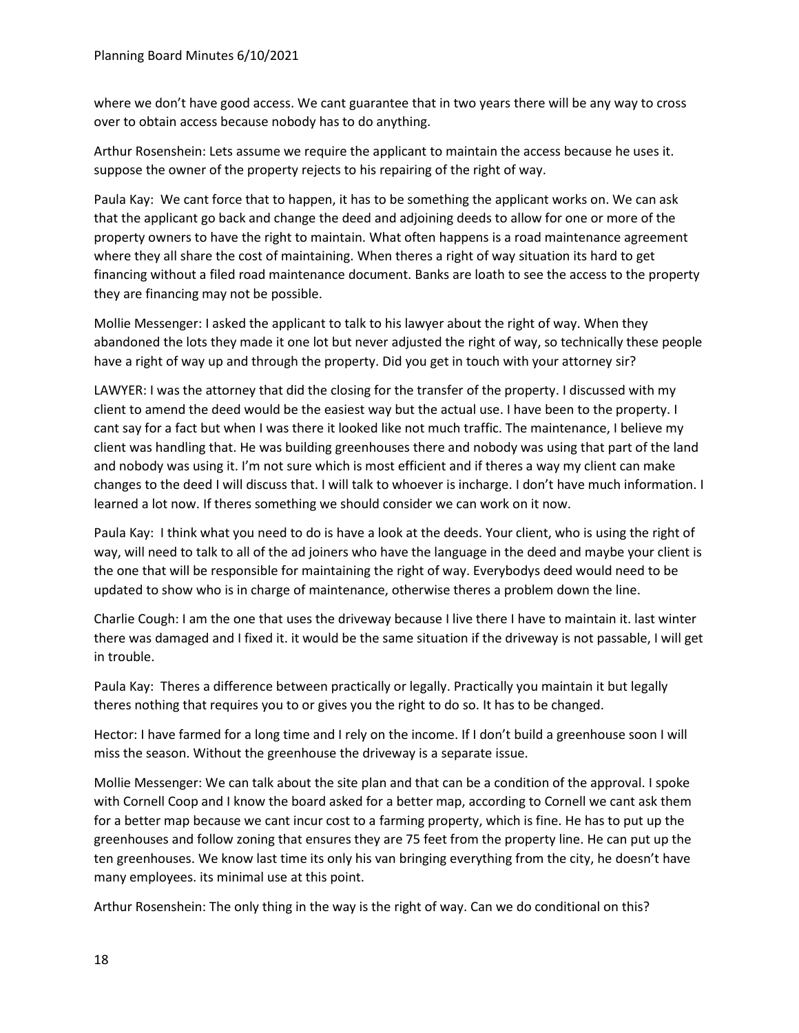where we don't have good access. We cant guarantee that in two years there will be any way to cross over to obtain access because nobody has to do anything.

Arthur Rosenshein: Lets assume we require the applicant to maintain the access because he uses it. suppose the owner of the property rejects to his repairing of the right of way.

Paula Kay: We cant force that to happen, it has to be something the applicant works on. We can ask that the applicant go back and change the deed and adjoining deeds to allow for one or more of the property owners to have the right to maintain. What often happens is a road maintenance agreement where they all share the cost of maintaining. When theres a right of way situation its hard to get financing without a filed road maintenance document. Banks are loath to see the access to the property they are financing may not be possible.

Mollie Messenger: I asked the applicant to talk to his lawyer about the right of way. When they abandoned the lots they made it one lot but never adjusted the right of way, so technically these people have a right of way up and through the property. Did you get in touch with your attorney sir?

LAWYER: I was the attorney that did the closing for the transfer of the property. I discussed with my client to amend the deed would be the easiest way but the actual use. I have been to the property. I cant say for a fact but when I was there it looked like not much traffic. The maintenance, I believe my client was handling that. He was building greenhouses there and nobody was using that part of the land and nobody was using it. I'm not sure which is most efficient and if theres a way my client can make changes to the deed I will discuss that. I will talk to whoever is incharge. I don't have much information. I learned a lot now. If theres something we should consider we can work on it now.

Paula Kay: I think what you need to do is have a look at the deeds. Your client, who is using the right of way, will need to talk to all of the ad joiners who have the language in the deed and maybe your client is the one that will be responsible for maintaining the right of way. Everybodys deed would need to be updated to show who is in charge of maintenance, otherwise theres a problem down the line.

Charlie Cough: I am the one that uses the driveway because I live there I have to maintain it. last winter there was damaged and I fixed it. it would be the same situation if the driveway is not passable, I will get in trouble.

Paula Kay: Theres a difference between practically or legally. Practically you maintain it but legally theres nothing that requires you to or gives you the right to do so. It has to be changed.

Hector: I have farmed for a long time and I rely on the income. If I don't build a greenhouse soon I will miss the season. Without the greenhouse the driveway is a separate issue.

Mollie Messenger: We can talk about the site plan and that can be a condition of the approval. I spoke with Cornell Coop and I know the board asked for a better map, according to Cornell we cant ask them for a better map because we cant incur cost to a farming property, which is fine. He has to put up the greenhouses and follow zoning that ensures they are 75 feet from the property line. He can put up the ten greenhouses. We know last time its only his van bringing everything from the city, he doesn't have many employees. its minimal use at this point.

Arthur Rosenshein: The only thing in the way is the right of way. Can we do conditional on this?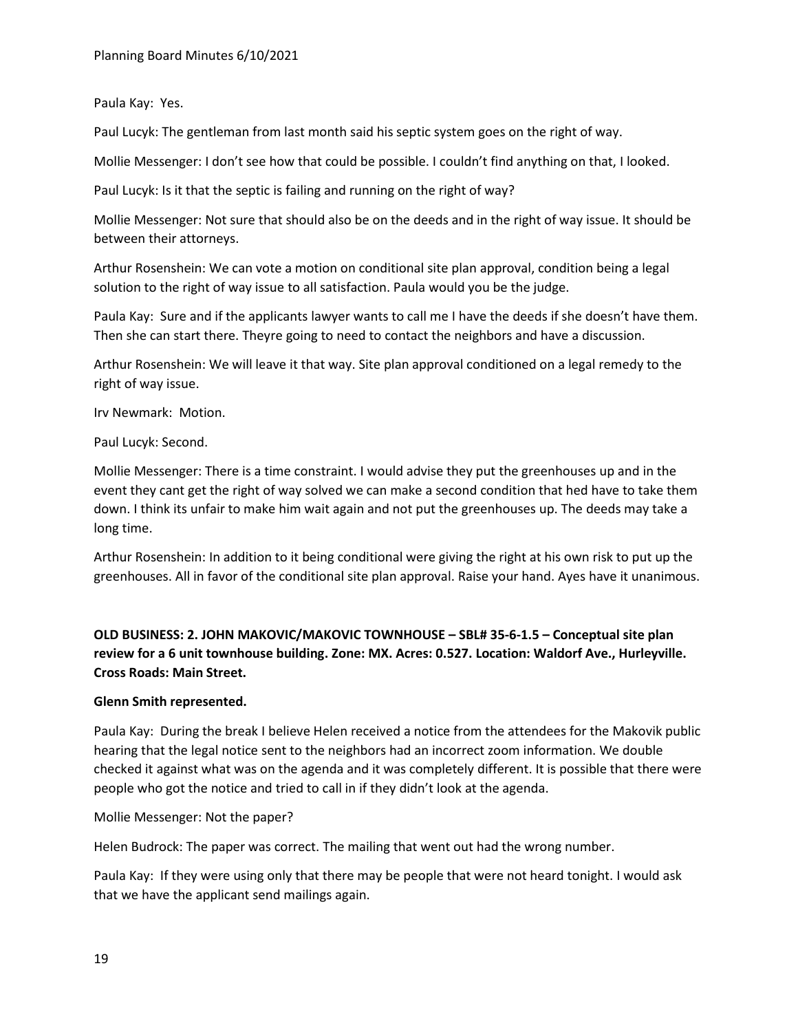Paula Kay: Yes.

Paul Lucyk: The gentleman from last month said his septic system goes on the right of way.

Mollie Messenger: I don't see how that could be possible. I couldn't find anything on that, I looked.

Paul Lucyk: Is it that the septic is failing and running on the right of way?

Mollie Messenger: Not sure that should also be on the deeds and in the right of way issue. It should be between their attorneys.

Arthur Rosenshein: We can vote a motion on conditional site plan approval, condition being a legal solution to the right of way issue to all satisfaction. Paula would you be the judge.

Paula Kay: Sure and if the applicants lawyer wants to call me I have the deeds if she doesn't have them. Then she can start there. Theyre going to need to contact the neighbors and have a discussion.

Arthur Rosenshein: We will leave it that way. Site plan approval conditioned on a legal remedy to the right of way issue.

Irv Newmark: Motion.

Paul Lucyk: Second.

Mollie Messenger: There is a time constraint. I would advise they put the greenhouses up and in the event they cant get the right of way solved we can make a second condition that hed have to take them down. I think its unfair to make him wait again and not put the greenhouses up. The deeds may take a long time.

Arthur Rosenshein: In addition to it being conditional were giving the right at his own risk to put up the greenhouses. All in favor of the conditional site plan approval. Raise your hand. Ayes have it unanimous.

**OLD BUSINESS: 2. JOHN MAKOVIC/MAKOVIC TOWNHOUSE – SBL# 35-6-1.5 – Conceptual site plan review for a 6 unit townhouse building. Zone: MX. Acres: 0.527. Location: Waldorf Ave., Hurleyville. Cross Roads: Main Street.**

**Glenn Smith represented.**

Paula Kay: During the break I believe Helen received a notice from the attendees for the Makovik public hearing that the legal notice sent to the neighbors had an incorrect zoom information. We double checked it against what was on the agenda and it was completely different. It is possible that there were people who got the notice and tried to call in if they didn't look at the agenda.

Mollie Messenger: Not the paper?

Helen Budrock: The paper was correct. The mailing that went out had the wrong number.

Paula Kay: If they were using only that there may be people that were not heard tonight. I would ask that we have the applicant send mailings again.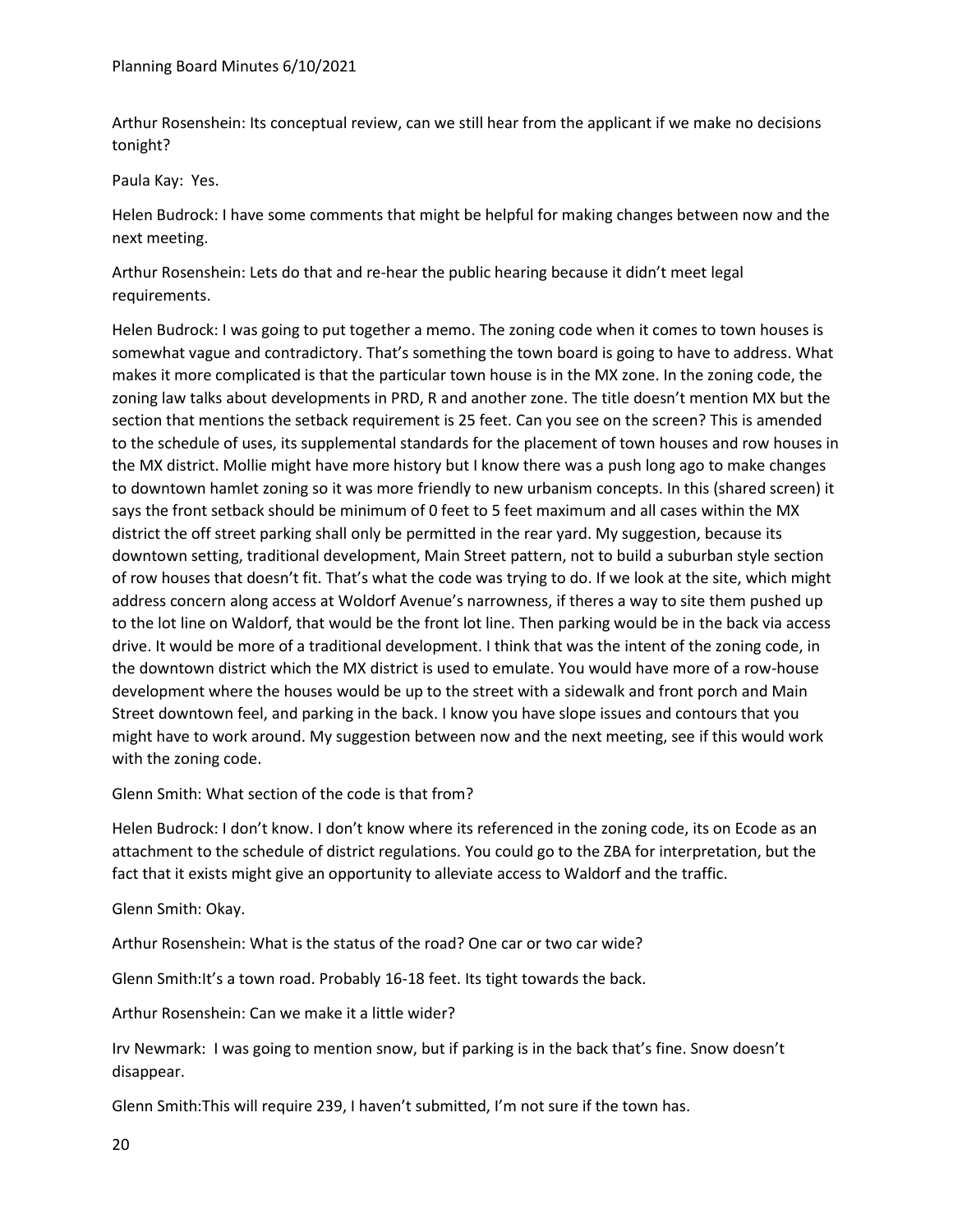Arthur Rosenshein: Its conceptual review, can we still hear from the applicant if we make no decisions tonight?

Paula Kay: Yes.

Helen Budrock: I have some comments that might be helpful for making changes between now and the next meeting.

Arthur Rosenshein: Lets do that and re-hear the public hearing because it didn't meet legal requirements.

Helen Budrock: I was going to put together a memo. The zoning code when it comes to town houses is somewhat vague and contradictory. That's something the town board is going to have to address. What makes it more complicated is that the particular town house is in the MX zone. In the zoning code, the zoning law talks about developments in PRD, R and another zone. The title doesn't mention MX but the section that mentions the setback requirement is 25 feet. Can you see on the screen? This is amended to the schedule of uses, its supplemental standards for the placement of town houses and row houses in the MX district. Mollie might have more history but I know there was a push long ago to make changes to downtown hamlet zoning so it was more friendly to new urbanism concepts. In this (shared screen) it says the front setback should be minimum of 0 feet to 5 feet maximum and all cases within the MX district the off street parking shall only be permitted in the rear yard. My suggestion, because its downtown setting, traditional development, Main Street pattern, not to build a suburban style section of row houses that doesn't fit. That's what the code was trying to do. If we look at the site, which might address concern along access at Woldorf Avenue's narrowness, if theres a way to site them pushed up to the lot line on Waldorf, that would be the front lot line. Then parking would be in the back via access drive. It would be more of a traditional development. I think that was the intent of the zoning code, in the downtown district which the MX district is used to emulate. You would have more of a row-house development where the houses would be up to the street with a sidewalk and front porch and Main Street downtown feel, and parking in the back. I know you have slope issues and contours that you might have to work around. My suggestion between now and the next meeting, see if this would work with the zoning code.

Glenn Smith: What section of the code is that from?

Helen Budrock: I don't know. I don't know where its referenced in the zoning code, its on Ecode as an attachment to the schedule of district regulations. You could go to the ZBA for interpretation, but the fact that it exists might give an opportunity to alleviate access to Waldorf and the traffic.

Glenn Smith: Okay.

Arthur Rosenshein: What is the status of the road? One car or two car wide?

Glenn Smith:It's a town road. Probably 16-18 feet. Its tight towards the back.

Arthur Rosenshein: Can we make it a little wider?

Irv Newmark: I was going to mention snow, but if parking is in the back that's fine. Snow doesn't disappear.

Glenn Smith:This will require 239, I haven't submitted, I'm not sure if the town has.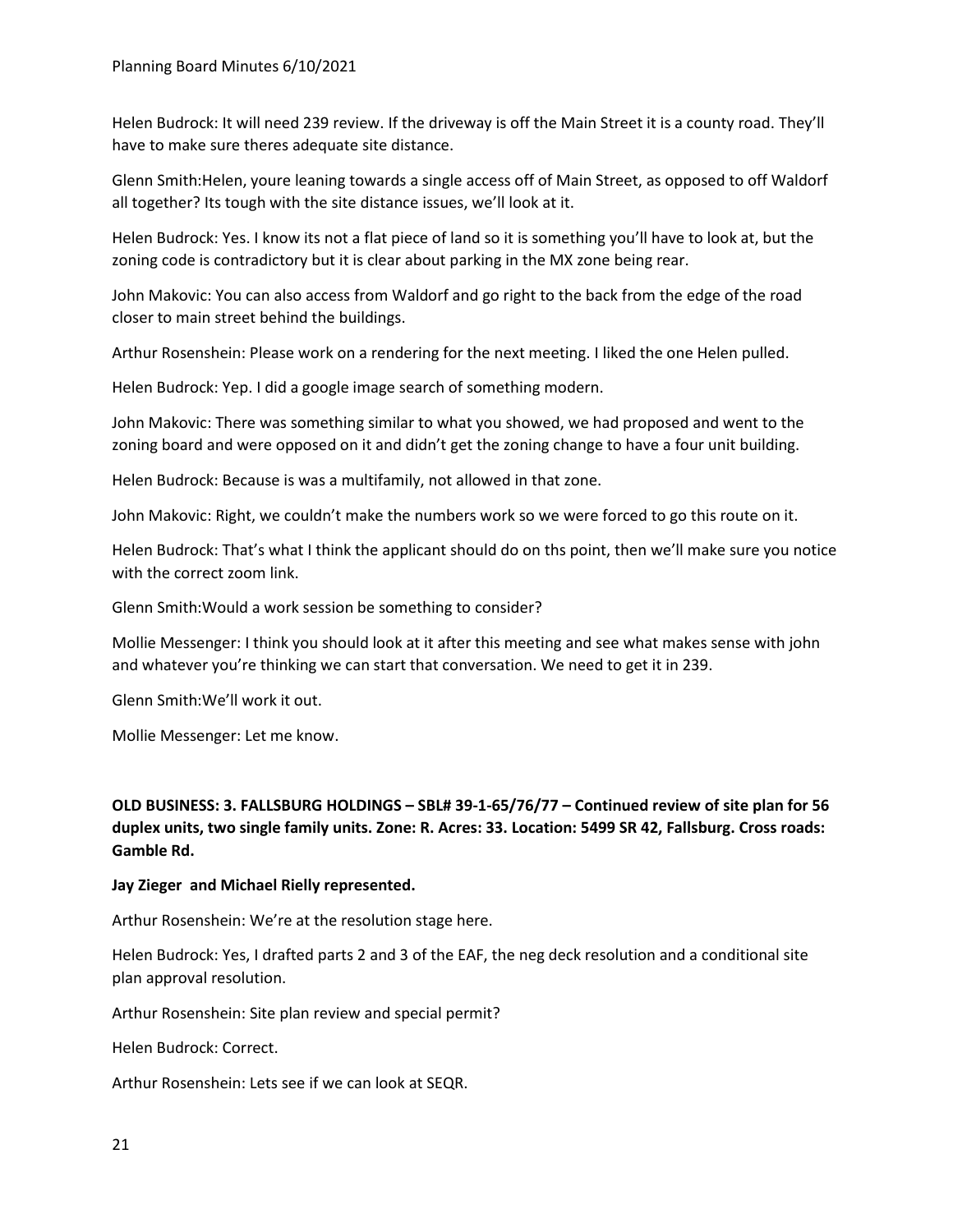Helen Budrock: It will need 239 review. If the driveway is off the Main Street it is a county road. They'll have to make sure theres adequate site distance.

Glenn Smith:Helen, youre leaning towards a single access off of Main Street, as opposed to off Waldorf all together? Its tough with the site distance issues, we'll look at it.

Helen Budrock: Yes. I know its not a flat piece of land so it is something you'll have to look at, but the zoning code is contradictory but it is clear about parking in the MX zone being rear.

John Makovic: You can also access from Waldorf and go right to the back from the edge of the road closer to main street behind the buildings.

Arthur Rosenshein: Please work on a rendering for the next meeting. I liked the one Helen pulled.

Helen Budrock: Yep. I did a google image search of something modern.

John Makovic: There was something similar to what you showed, we had proposed and went to the zoning board and were opposed on it and didn't get the zoning change to have a four unit building.

Helen Budrock: Because is was a multifamily, not allowed in that zone.

John Makovic: Right, we couldn't make the numbers work so we were forced to go this route on it.

Helen Budrock: That's what I think the applicant should do on ths point, then we'll make sure you notice with the correct zoom link.

Glenn Smith:Would a work session be something to consider?

Mollie Messenger: I think you should look at it after this meeting and see what makes sense with john and whatever you're thinking we can start that conversation. We need to get it in 239.

Glenn Smith:We'll work it out.

Mollie Messenger: Let me know.

**OLD BUSINESS: 3. FALLSBURG HOLDINGS – SBL# 39-1-65/76/77 – Continued review of site plan for 56 duplex units, two single family units. Zone: R. Acres: 33. Location: 5499 SR 42, Fallsburg. Cross roads: Gamble Rd.**

**Jay Zieger and Michael Rielly represented.**

Arthur Rosenshein: We're at the resolution stage here.

Helen Budrock: Yes, I drafted parts 2 and 3 of the EAF, the neg deck resolution and a conditional site plan approval resolution.

Arthur Rosenshein: Site plan review and special permit?

Helen Budrock: Correct.

Arthur Rosenshein: Lets see if we can look at SEQR.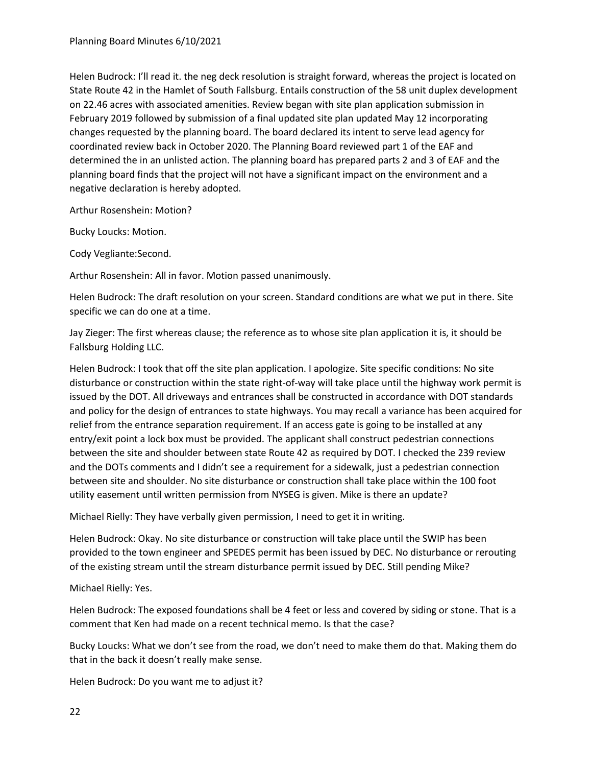Helen Budrock: I'll read it. the neg deck resolution is straight forward, whereas the project is located on State Route 42 in the Hamlet of South Fallsburg. Entails construction of the 58 unit duplex development on 22.46 acres with associated amenities. Review began with site plan application submission in February 2019 followed by submission of a final updated site plan updated May 12 incorporating changes requested by the planning board. The board declared its intent to serve lead agency for coordinated review back in October 2020. The Planning Board reviewed part 1 of the EAF and determined the in an unlisted action. The planning board has prepared parts 2 and 3 of EAF and the planning board finds that the project will not have a significant impact on the environment and a negative declaration is hereby adopted.

Arthur Rosenshein: Motion?

Bucky Loucks: Motion.

Cody Vegliante:Second.

Arthur Rosenshein: All in favor. Motion passed unanimously.

Helen Budrock: The draft resolution on your screen. Standard conditions are what we put in there. Site specific we can do one at a time.

Jay Zieger: The first whereas clause; the reference as to whose site plan application it is, it should be Fallsburg Holding LLC.

Helen Budrock: I took that off the site plan application. I apologize. Site specific conditions: No site disturbance or construction within the state right-of-way will take place until the highway work permit is issued by the DOT. All driveways and entrances shall be constructed in accordance with DOT standards and policy for the design of entrances to state highways. You may recall a variance has been acquired for relief from the entrance separation requirement. If an access gate is going to be installed at any entry/exit point a lock box must be provided. The applicant shall construct pedestrian connections between the site and shoulder between state Route 42 as required by DOT. I checked the 239 review and the DOTs comments and I didn't see a requirement for a sidewalk, just a pedestrian connection between site and shoulder. No site disturbance or construction shall take place within the 100 foot utility easement until written permission from NYSEG is given. Mike is there an update?

Michael Rielly: They have verbally given permission, I need to get it in writing.

Helen Budrock: Okay. No site disturbance or construction will take place until the SWIP has been provided to the town engineer and SPEDES permit has been issued by DEC. No disturbance or rerouting of the existing stream until the stream disturbance permit issued by DEC. Still pending Mike?

Michael Rielly: Yes.

Helen Budrock: The exposed foundations shall be 4 feet or less and covered by siding or stone. That is a comment that Ken had made on a recent technical memo. Is that the case?

Bucky Loucks: What we don't see from the road, we don't need to make them do that. Making them do that in the back it doesn't really make sense.

Helen Budrock: Do you want me to adjust it?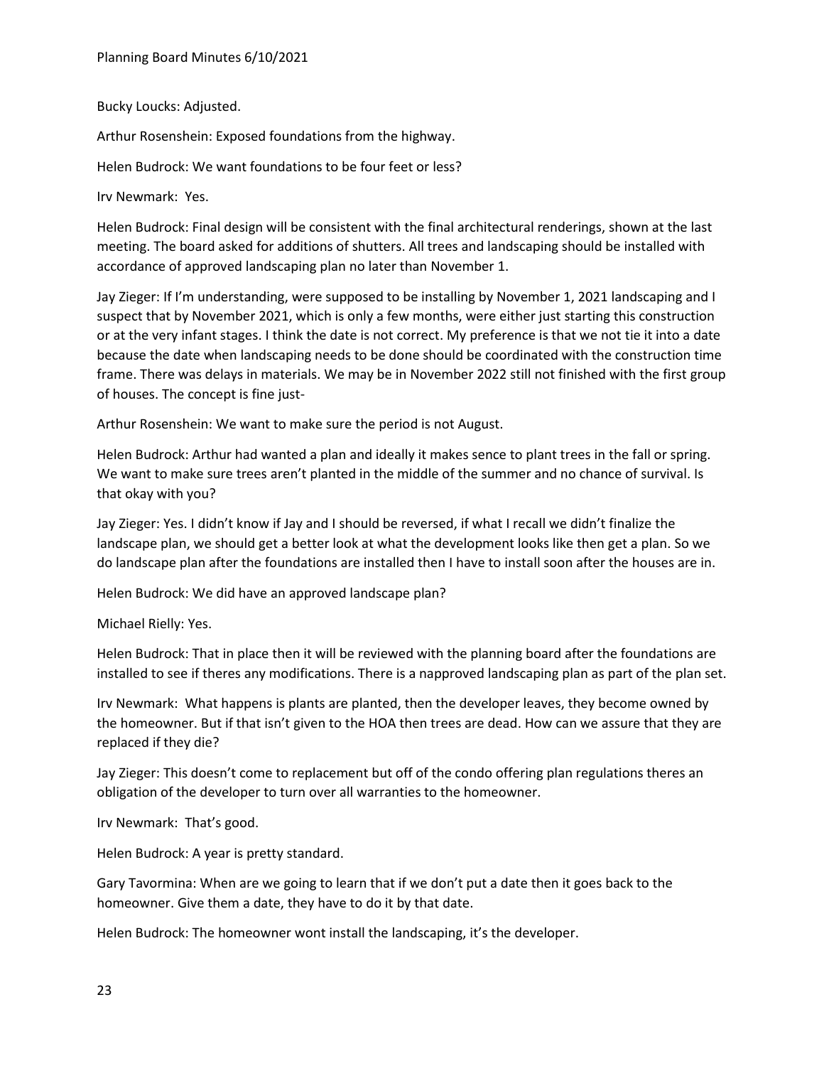Bucky Loucks: Adjusted.

Arthur Rosenshein: Exposed foundations from the highway.

Helen Budrock: We want foundations to be four feet or less?

Irv Newmark: Yes.

Helen Budrock: Final design will be consistent with the final architectural renderings, shown at the last meeting. The board asked for additions of shutters. All trees and landscaping should be installed with accordance of approved landscaping plan no later than November 1.

Jay Zieger: If I'm understanding, were supposed to be installing by November 1, 2021 landscaping and I suspect that by November 2021, which is only a few months, were either just starting this construction or at the very infant stages. I think the date is not correct. My preference is that we not tie it into a date because the date when landscaping needs to be done should be coordinated with the construction time frame. There was delays in materials. We may be in November 2022 still not finished with the first group of houses. The concept is fine just-

Arthur Rosenshein: We want to make sure the period is not August.

Helen Budrock: Arthur had wanted a plan and ideally it makes sence to plant trees in the fall or spring. We want to make sure trees aren't planted in the middle of the summer and no chance of survival. Is that okay with you?

Jay Zieger: Yes. I didn't know if Jay and I should be reversed, if what I recall we didn't finalize the landscape plan, we should get a better look at what the development looks like then get a plan. So we do landscape plan after the foundations are installed then I have to install soon after the houses are in.

Helen Budrock: We did have an approved landscape plan?

Michael Rielly: Yes.

Helen Budrock: That in place then it will be reviewed with the planning board after the foundations are installed to see if theres any modifications. There is a napproved landscaping plan as part of the plan set.

Irv Newmark: What happens is plants are planted, then the developer leaves, they become owned by the homeowner. But if that isn't given to the HOA then trees are dead. How can we assure that they are replaced if they die?

Jay Zieger: This doesn't come to replacement but off of the condo offering plan regulations theres an obligation of the developer to turn over all warranties to the homeowner.

Irv Newmark: That's good.

Helen Budrock: A year is pretty standard.

Gary Tavormina: When are we going to learn that if we don't put a date then it goes back to the homeowner. Give them a date, they have to do it by that date.

Helen Budrock: The homeowner wont install the landscaping, it's the developer.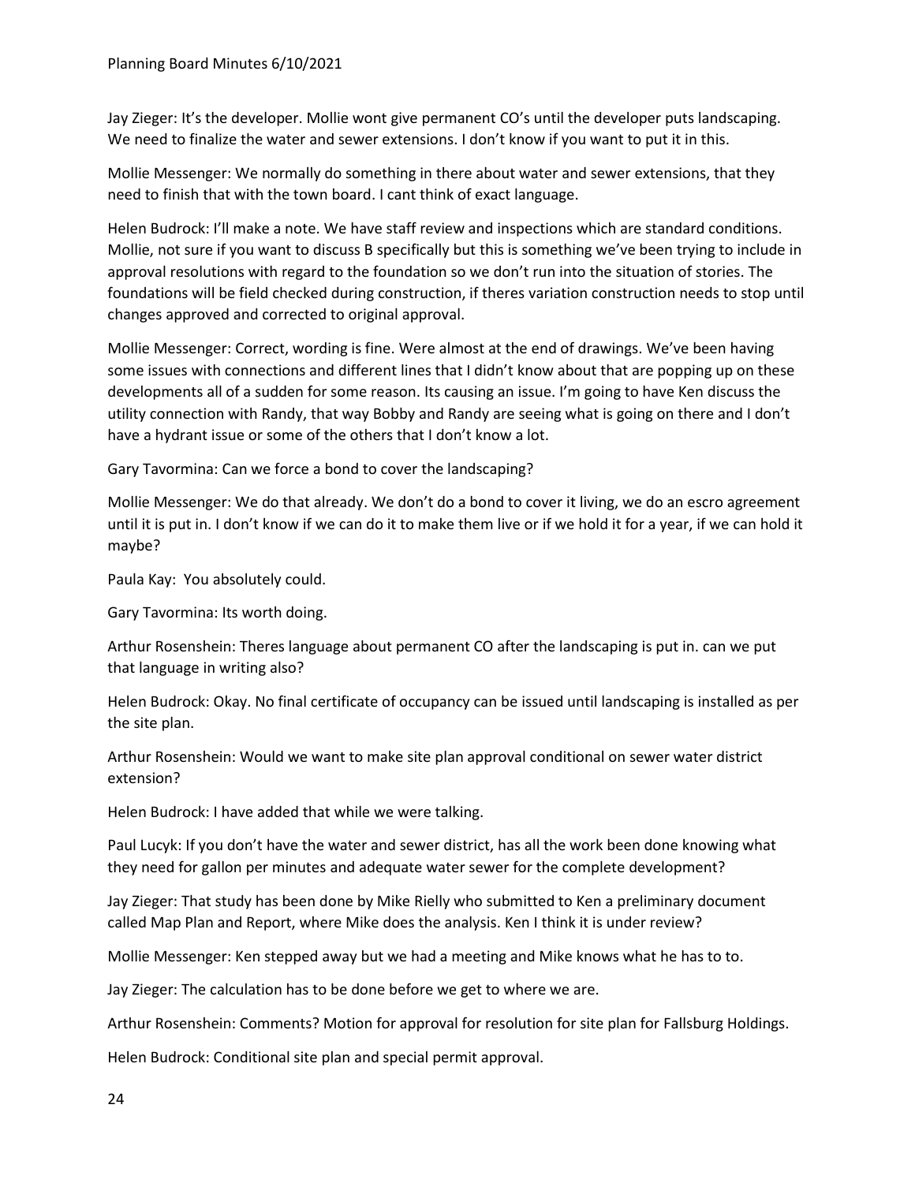Jay Zieger: It's the developer. Mollie wont give permanent CO's until the developer puts landscaping. We need to finalize the water and sewer extensions. I don't know if you want to put it in this.

Mollie Messenger: We normally do something in there about water and sewer extensions, that they need to finish that with the town board. I cant think of exact language.

Helen Budrock: I'll make a note. We have staff review and inspections which are standard conditions. Mollie, not sure if you want to discuss B specifically but this is something we've been trying to include in approval resolutions with regard to the foundation so we don't run into the situation of stories. The foundations will be field checked during construction, if theres variation construction needs to stop until changes approved and corrected to original approval.

Mollie Messenger: Correct, wording is fine. Were almost at the end of drawings. We've been having some issues with connections and different lines that I didn't know about that are popping up on these developments all of a sudden for some reason. Its causing an issue. I'm going to have Ken discuss the utility connection with Randy, that way Bobby and Randy are seeing what is going on there and I don't have a hydrant issue or some of the others that I don't know a lot.

Gary Tavormina: Can we force a bond to cover the landscaping?

Mollie Messenger: We do that already. We don't do a bond to cover it living, we do an escro agreement until it is put in. I don't know if we can do it to make them live or if we hold it for a year, if we can hold it maybe?

Paula Kay: You absolutely could.

Gary Tavormina: Its worth doing.

Arthur Rosenshein: Theres language about permanent CO after the landscaping is put in. can we put that language in writing also?

Helen Budrock: Okay. No final certificate of occupancy can be issued until landscaping is installed as per the site plan.

Arthur Rosenshein: Would we want to make site plan approval conditional on sewer water district extension?

Helen Budrock: I have added that while we were talking.

Paul Lucyk: If you don't have the water and sewer district, has all the work been done knowing what they need for gallon per minutes and adequate water sewer for the complete development?

Jay Zieger: That study has been done by Mike Rielly who submitted to Ken a preliminary document called Map Plan and Report, where Mike does the analysis. Ken I think it is under review?

Mollie Messenger: Ken stepped away but we had a meeting and Mike knows what he has to to.

Jay Zieger: The calculation has to be done before we get to where we are.

Arthur Rosenshein: Comments? Motion for approval for resolution for site plan for Fallsburg Holdings.

Helen Budrock: Conditional site plan and special permit approval.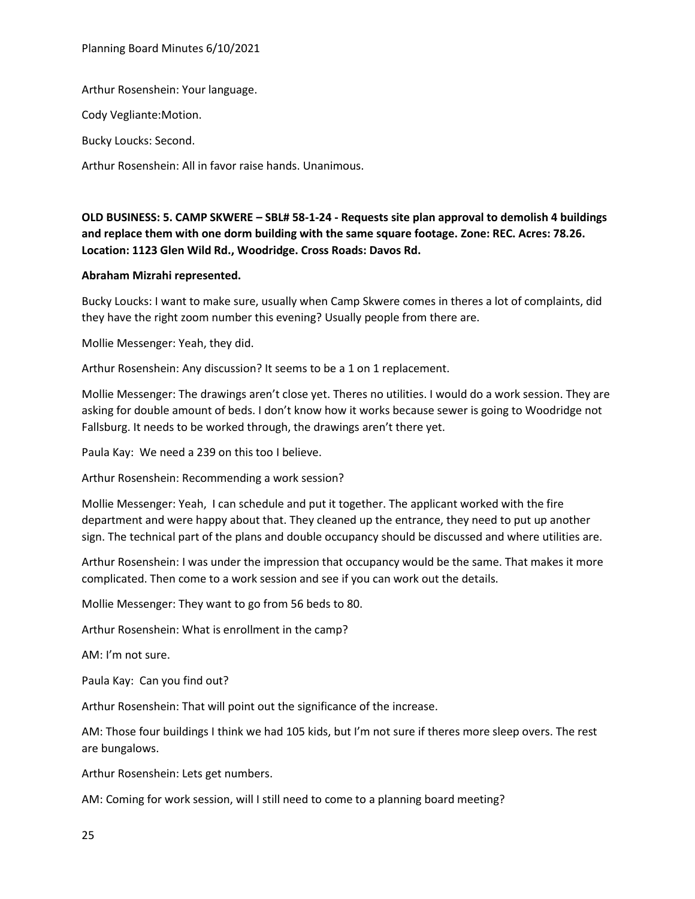Arthur Rosenshein: Your language.

Cody Vegliante:Motion.

Bucky Loucks: Second.

Arthur Rosenshein: All in favor raise hands. Unanimous.

**OLD BUSINESS: 5. CAMP SKWERE – SBL# 58-1-24 - Requests site plan approval to demolish 4 buildings and replace them with one dorm building with the same square footage. Zone: REC. Acres: 78.26. Location: 1123 Glen Wild Rd., Woodridge. Cross Roads: Davos Rd.**

**Abraham Mizrahi represented.**

Bucky Loucks: I want to make sure, usually when Camp Skwere comes in theres a lot of complaints, did they have the right zoom number this evening? Usually people from there are.

Mollie Messenger: Yeah, they did.

Arthur Rosenshein: Any discussion? It seems to be a 1 on 1 replacement.

Mollie Messenger: The drawings aren't close yet. Theres no utilities. I would do a work session. They are asking for double amount of beds. I don't know how it works because sewer is going to Woodridge not Fallsburg. It needs to be worked through, the drawings aren't there yet.

Paula Kay: We need a 239 on this too I believe.

Arthur Rosenshein: Recommending a work session?

Mollie Messenger: Yeah, I can schedule and put it together. The applicant worked with the fire department and were happy about that. They cleaned up the entrance, they need to put up another sign. The technical part of the plans and double occupancy should be discussed and where utilities are.

Arthur Rosenshein: I was under the impression that occupancy would be the same. That makes it more complicated. Then come to a work session and see if you can work out the details.

Mollie Messenger: They want to go from 56 beds to 80.

Arthur Rosenshein: What is enrollment in the camp?

AM: I'm not sure.

Paula Kay: Can you find out?

Arthur Rosenshein: That will point out the significance of the increase.

AM: Those four buildings I think we had 105 kids, but I'm not sure if theres more sleep overs. The rest are bungalows.

Arthur Rosenshein: Lets get numbers.

AM: Coming for work session, will I still need to come to a planning board meeting?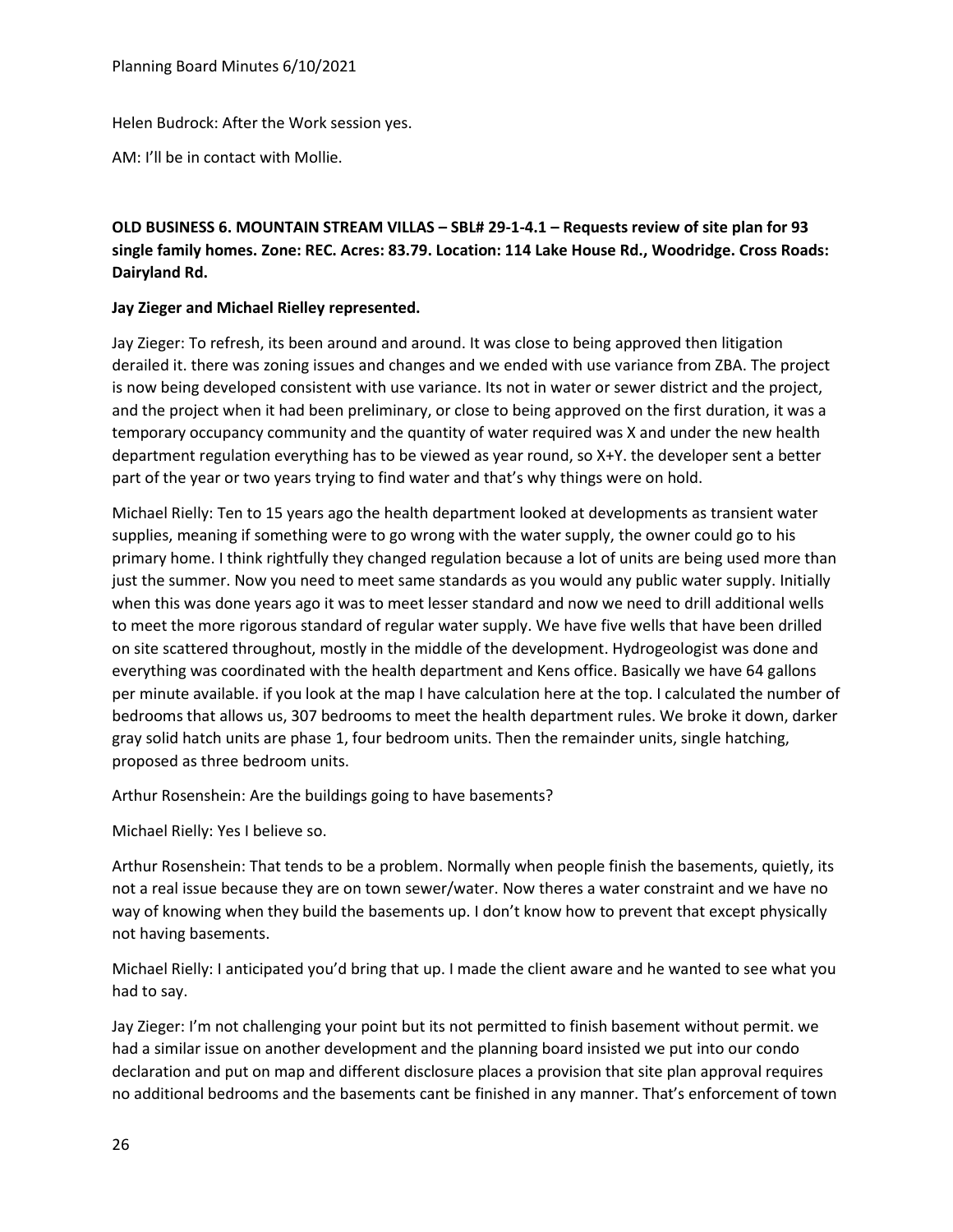Helen Budrock: After the Work session yes.

AM: I'll be in contact with Mollie.

**OLD BUSINESS 6. MOUNTAIN STREAM VILLAS – SBL# 29-1-4.1 – Requests review of site plan for 93 single family homes. Zone: REC. Acres: 83.79. Location: 114 Lake House Rd., Woodridge. Cross Roads: Dairyland Rd.**

**Jay Zieger and Michael Rielley represented.**

Jay Zieger: To refresh, its been around and around. It was close to being approved then litigation derailed it. there was zoning issues and changes and we ended with use variance from ZBA. The project is now being developed consistent with use variance. Its not in water or sewer district and the project, and the project when it had been preliminary, or close to being approved on the first duration, it was a temporary occupancy community and the quantity of water required was X and under the new health department regulation everything has to be viewed as year round, so X+Y. the developer sent a better part of the year or two years trying to find water and that's why things were on hold.

Michael Rielly: Ten to 15 years ago the health department looked at developments as transient water supplies, meaning if something were to go wrong with the water supply, the owner could go to his primary home. I think rightfully they changed regulation because a lot of units are being used more than just the summer. Now you need to meet same standards as you would any public water supply. Initially when this was done years ago it was to meet lesser standard and now we need to drill additional wells to meet the more rigorous standard of regular water supply. We have five wells that have been drilled on site scattered throughout, mostly in the middle of the development. Hydrogeologist was done and everything was coordinated with the health department and Kens office. Basically we have 64 gallons per minute available. if you look at the map I have calculation here at the top. I calculated the number of bedrooms that allows us, 307 bedrooms to meet the health department rules. We broke it down, darker gray solid hatch units are phase 1, four bedroom units. Then the remainder units, single hatching, proposed as three bedroom units.

Arthur Rosenshein: Are the buildings going to have basements?

Michael Rielly: Yes I believe so.

Arthur Rosenshein: That tends to be a problem. Normally when people finish the basements, quietly, its not a real issue because they are on town sewer/water. Now theres a water constraint and we have no way of knowing when they build the basements up. I don't know how to prevent that except physically not having basements.

Michael Rielly: I anticipated you'd bring that up. I made the client aware and he wanted to see what you had to say.

Jay Zieger: I'm not challenging your point but its not permitted to finish basement without permit. we had a similar issue on another development and the planning board insisted we put into our condo declaration and put on map and different disclosure places a provision that site plan approval requires no additional bedrooms and the basements cant be finished in any manner. That's enforcement of town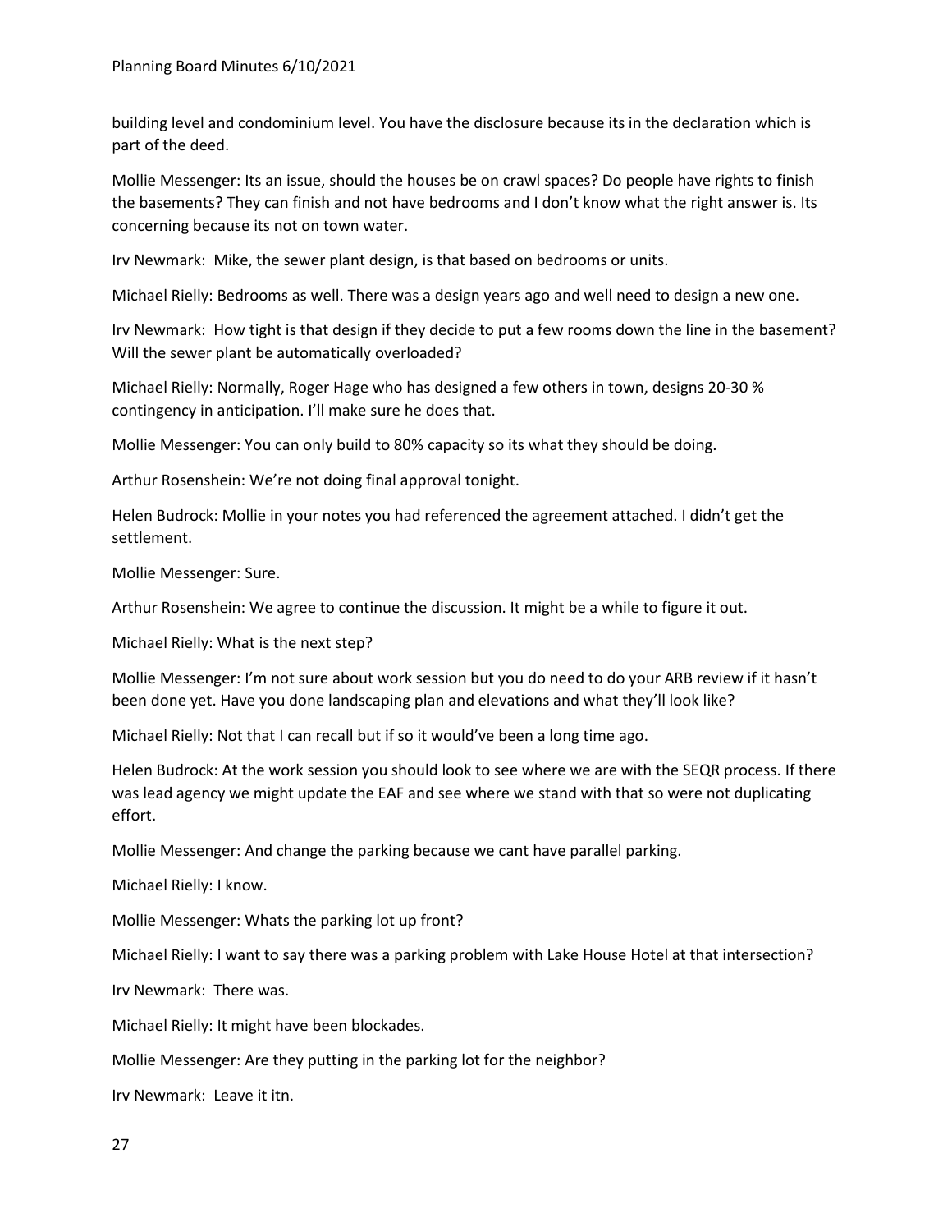building level and condominium level. You have the disclosure because its in the declaration which is part of the deed.

Mollie Messenger: Its an issue, should the houses be on crawl spaces? Do people have rights to finish the basements? They can finish and not have bedrooms and I don't know what the right answer is. Its concerning because its not on town water.

Irv Newmark: Mike, the sewer plant design, is that based on bedrooms or units.

Michael Rielly: Bedrooms as well. There was a design years ago and well need to design a new one.

Irv Newmark: How tight is that design if they decide to put a few rooms down the line in the basement? Will the sewer plant be automatically overloaded?

Michael Rielly: Normally, Roger Hage who has designed a few others in town, designs 20-30 % contingency in anticipation. I'll make sure he does that.

Mollie Messenger: You can only build to 80% capacity so its what they should be doing.

Arthur Rosenshein: We're not doing final approval tonight.

Helen Budrock: Mollie in your notes you had referenced the agreement attached. I didn't get the settlement.

Mollie Messenger: Sure.

Arthur Rosenshein: We agree to continue the discussion. It might be a while to figure it out.

Michael Rielly: What is the next step?

Mollie Messenger: I'm not sure about work session but you do need to do your ARB review if it hasn't been done yet. Have you done landscaping plan and elevations and what they'll look like?

Michael Rielly: Not that I can recall but if so it would've been a long time ago.

Helen Budrock: At the work session you should look to see where we are with the SEQR process. If there was lead agency we might update the EAF and see where we stand with that so were not duplicating effort.

Mollie Messenger: And change the parking because we cant have parallel parking.

Michael Rielly: I know.

Mollie Messenger: Whats the parking lot up front?

Michael Rielly: I want to say there was a parking problem with Lake House Hotel at that intersection?

Irv Newmark: There was.

Michael Rielly: It might have been blockades.

Mollie Messenger: Are they putting in the parking lot for the neighbor?

Irv Newmark: Leave it itn.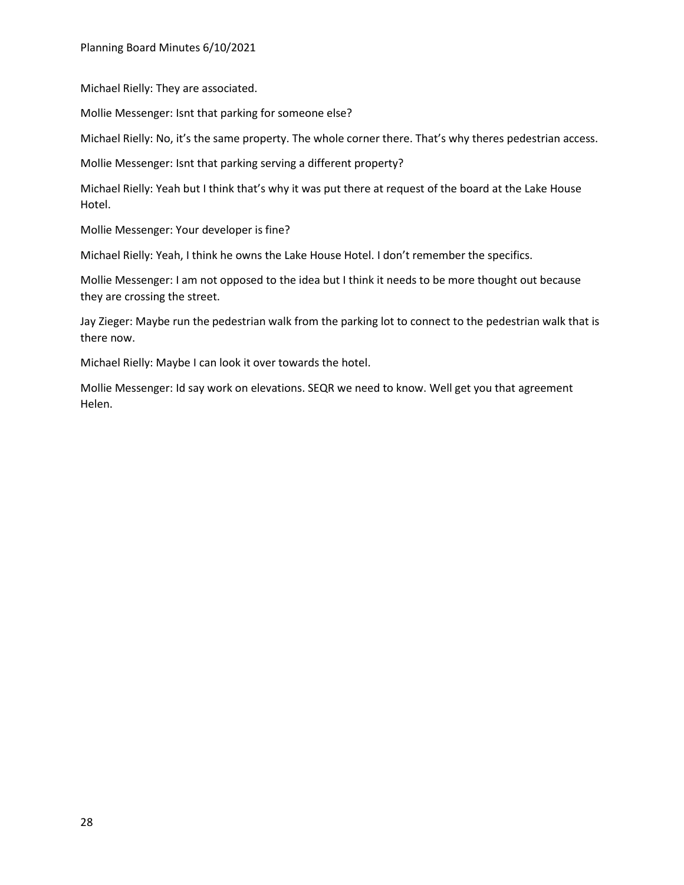Michael Rielly: They are associated.

Mollie Messenger: Isnt that parking for someone else?

Michael Rielly: No, it's the same property. The whole corner there. That's why theres pedestrian access.

Mollie Messenger: Isnt that parking serving a different property?

Michael Rielly: Yeah but I think that's why it was put there at request of the board at the Lake House Hotel.

Mollie Messenger: Your developer is fine?

Michael Rielly: Yeah, I think he owns the Lake House Hotel. I don't remember the specifics.

Mollie Messenger: I am not opposed to the idea but I think it needs to be more thought out because they are crossing the street.

Jay Zieger: Maybe run the pedestrian walk from the parking lot to connect to the pedestrian walk that is there now.

Michael Rielly: Maybe I can look it over towards the hotel.

Mollie Messenger: Id say work on elevations. SEQR we need to know. Well get you that agreement Helen.